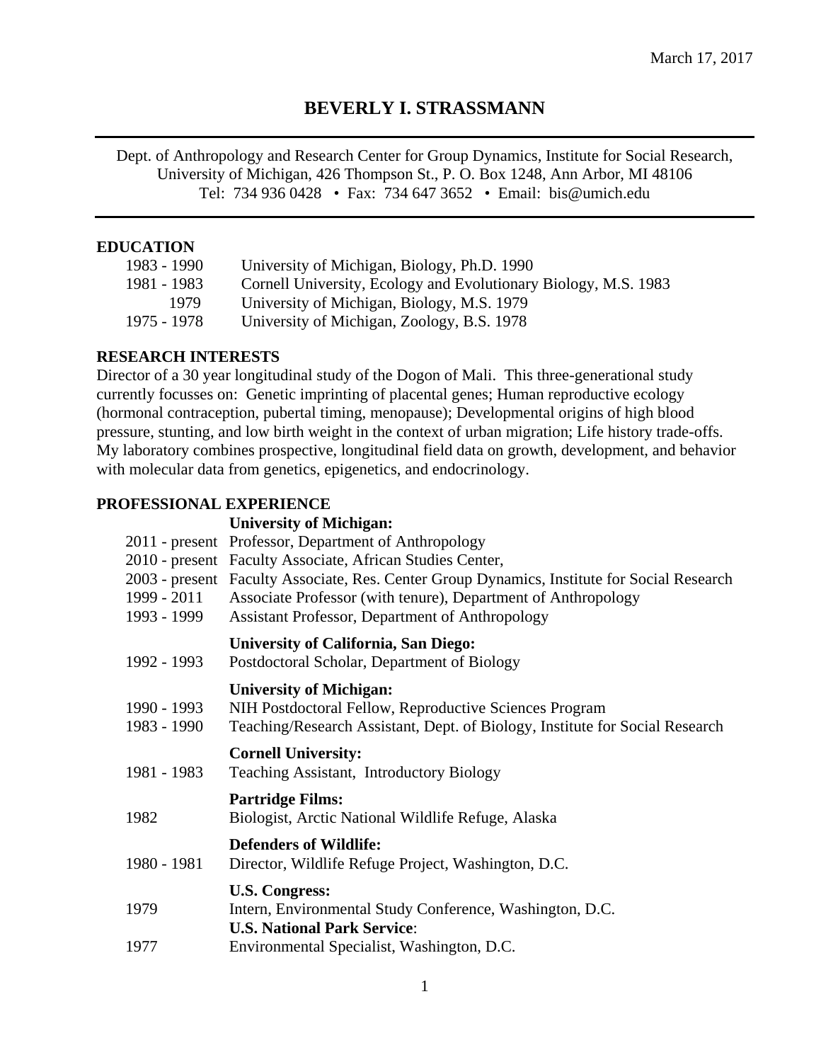March 17, 2017

# BEVERLY I. STRASSMANN

Dept. of Anthropology and Research Center for Group Dynamics, Institute for Social Research,
University of Michigan, 426 Thompson St., P. O. Box 1248, Ann Arbor, MI 48106
Tel: 734 936 0428 • Fax: 734 647 3652 • Email: bis@umich.edu

## EDUCATION

| | |
|---|---|
| 1983 - 1990 | University of Michigan, Biology, Ph.D. 1990 |
| 1981 - 1983 | Cornell University, Ecology and Evolutionary Biology, M.S. 1983 |
| 1979 | University of Michigan, Biology, M.S. 1979 |
| 1975 - 1978 | University of Michigan, Zoology, B.S. 1978 |

## RESEARCH INTERESTS

Director of a 30 year longitudinal study of the Dogon of Mali. This three-generational study currently focusses on: Genetic imprinting of placental genes; Human reproductive ecology (hormonal contraception, pubertal timing, menopause); Developmental origins of high blood pressure, stunting, and low birth weight in the context of urban migration; Life history trade-offs. My laboratory combines prospective, longitudinal field data on growth, development, and behavior with molecular data from genetics, epigenetics, and endocrinology.

## PROFESSIONAL EXPERIENCE

**University of Michigan:**

| | |
|---|---|
| 2011 - present | Professor, Department of Anthropology |
| 2010 - present | Faculty Associate, African Studies Center, |
| 2003 - present | Faculty Associate, Res. Center Group Dynamics, Institute for Social Research |
| 1999 - 2011 | Associate Professor (with tenure), Department of Anthropology |
| 1993 - 1999 | Assistant Professor, Department of Anthropology |

**University of California, San Diego:**

| | |
|---|---|
| 1992 - 1993 | Postdoctoral Scholar, Department of Biology |

**University of Michigan:**

| | |
|---|---|
| 1990 - 1993 | NIH Postdoctoral Fellow, Reproductive Sciences Program |
| 1983 - 1990 | Teaching/Research Assistant, Dept. of Biology, Institute for Social Research |

**Cornell University:**

| | |
|---|---|
| 1981 - 1983 | Teaching Assistant, Introductory Biology |

**Partridge Films:**

| | |
|---|---|
| 1982 | Biologist, Arctic National Wildlife Refuge, Alaska |

**Defenders of Wildlife:**

| | |
|---|---|
| 1980 - 1981 | Director, Wildlife Refuge Project, Washington, D.C. |

**U.S. Congress:**

| | |
|---|---|
| 1979 | Intern, Environmental Study Conference, Washington, D.C. |

**U.S. National Park Service**:

| | |
|---|---|
| 1977 | Environmental Specialist, Washington, D.C. |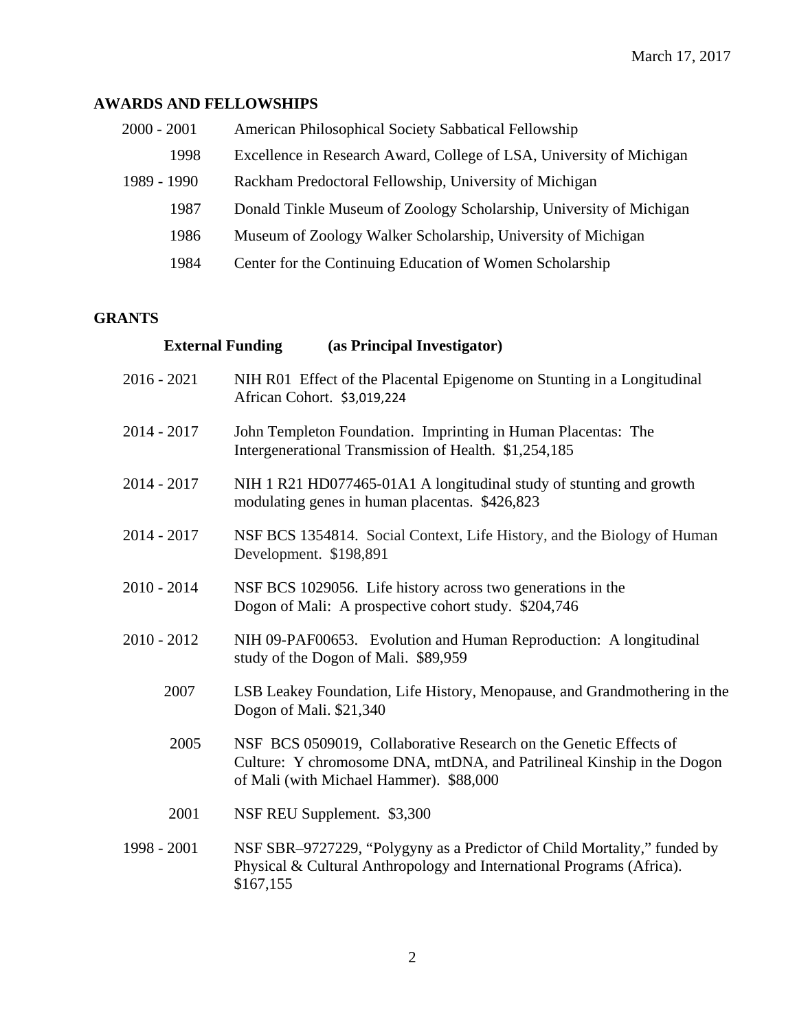March 17, 2017

## AWARDS AND FELLOWSHIPS

| | |
|---|---|
| 2000 - 2001 | American Philosophical Society Sabbatical Fellowship |
| 1998 | Excellence in Research Award, College of LSA, University of Michigan |
| 1989 - 1990 | Rackham Predoctoral Fellowship, University of Michigan |
| 1987 | Donald Tinkle Museum of Zoology Scholarship, University of Michigan |
| 1986 | Museum of Zoology Walker Scholarship, University of Michigan |
| 1984 | Center for the Continuing Education of Women Scholarship |

## GRANTS

### External Funding (as Principal Investigator)

| | |
|---|---|
| 2016 - 2021 | NIH R01 Effect of the Placental Epigenome on Stunting in a Longitudinal African Cohort. $3,019,224 |
| 2014 - 2017 | John Templeton Foundation. Imprinting in Human Placentas: The Intergenerational Transmission of Health. $1,254,185 |
| 2014 - 2017 | NIH 1 R21 HD077465-01A1 A longitudinal study of stunting and growth modulating genes in human placentas. $426,823 |
| 2014 - 2017 | NSF BCS 1354814. Social Context, Life History, and the Biology of Human Development. $198,891 |
| 2010 - 2014 | NSF BCS 1029056. Life history across two generations in the Dogon of Mali: A prospective cohort study. $204,746 |
| 2010 - 2012 | NIH 09-PAF00653. Evolution and Human Reproduction: A longitudinal study of the Dogon of Mali. $89,959 |
| 2007 | LSB Leakey Foundation, Life History, Menopause, and Grandmothering in the Dogon of Mali. $21,340 |
| 2005 | NSF BCS 0509019, Collaborative Research on the Genetic Effects of Culture: Y chromosome DNA, mtDNA, and Patrilineal Kinship in the Dogon of Mali (with Michael Hammer). $88,000 |
| 2001 | NSF REU Supplement. $3,300 |
| 1998 - 2001 | NSF SBR–9727229, "Polygyny as a Predictor of Child Mortality," funded by Physical & Cultural Anthropology and International Programs (Africa). $167,155 |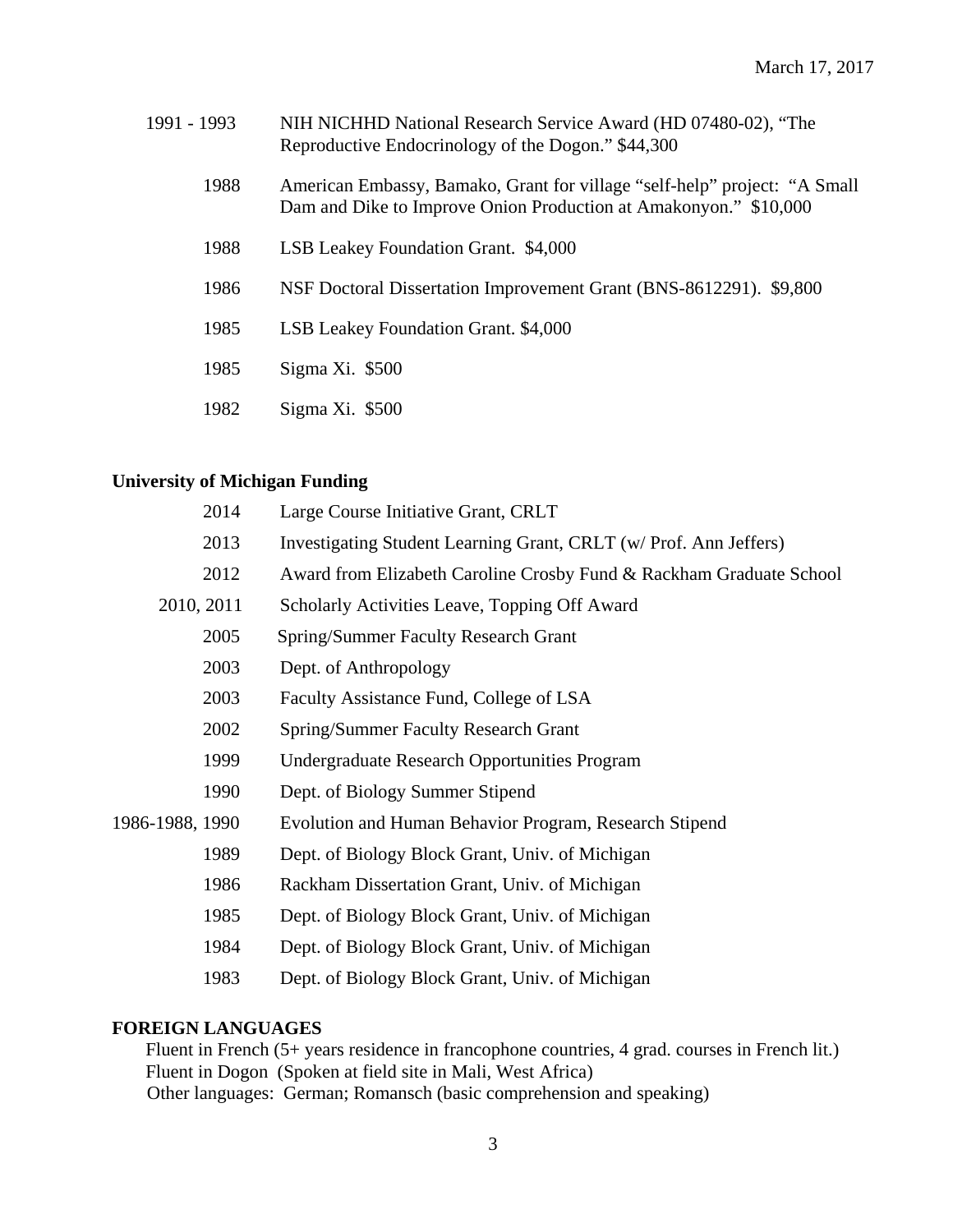1991 - 1993 NIH NICHHD National Research Service Award (HD 07480-02), "The Reproductive Endocrinology of the Dogon." $44,300

1988 American Embassy, Bamako, Grant for village "self-help" project: "A Small Dam and Dike to Improve Onion Production at Amakonyon." $10,000

1988 LSB Leakey Foundation Grant. $4,000

1986 NSF Doctoral Dissertation Improvement Grant (BNS-8612291). $9,800

1985 LSB Leakey Foundation Grant. $4,000

1985 Sigma Xi. $500

1982 Sigma Xi. $500

**University of Michigan Funding**

2014 Large Course Initiative Grant, CRLT

2013 Investigating Student Learning Grant, CRLT (w/ Prof. Ann Jeffers)

2012 Award from Elizabeth Caroline Crosby Fund & Rackham Graduate School

2010, 2011 Scholarly Activities Leave, Topping Off Award

2005 Spring/Summer Faculty Research Grant

2003 Dept. of Anthropology

2003 Faculty Assistance Fund, College of LSA

2002 Spring/Summer Faculty Research Grant

1999 Undergraduate Research Opportunities Program

1990 Dept. of Biology Summer Stipend

1986-1988, 1990 Evolution and Human Behavior Program, Research Stipend

1989 Dept. of Biology Block Grant, Univ. of Michigan

1986 Rackham Dissertation Grant, Univ. of Michigan

1985 Dept. of Biology Block Grant, Univ. of Michigan

1984 Dept. of Biology Block Grant, Univ. of Michigan

1983 Dept. of Biology Block Grant, Univ. of Michigan

**FOREIGN LANGUAGES**

Fluent in French (5+ years residence in francophone countries, 4 grad. courses in French lit.)
Fluent in Dogon (Spoken at field site in Mali, West Africa)
Other languages: German; Romansch (basic comprehension and speaking)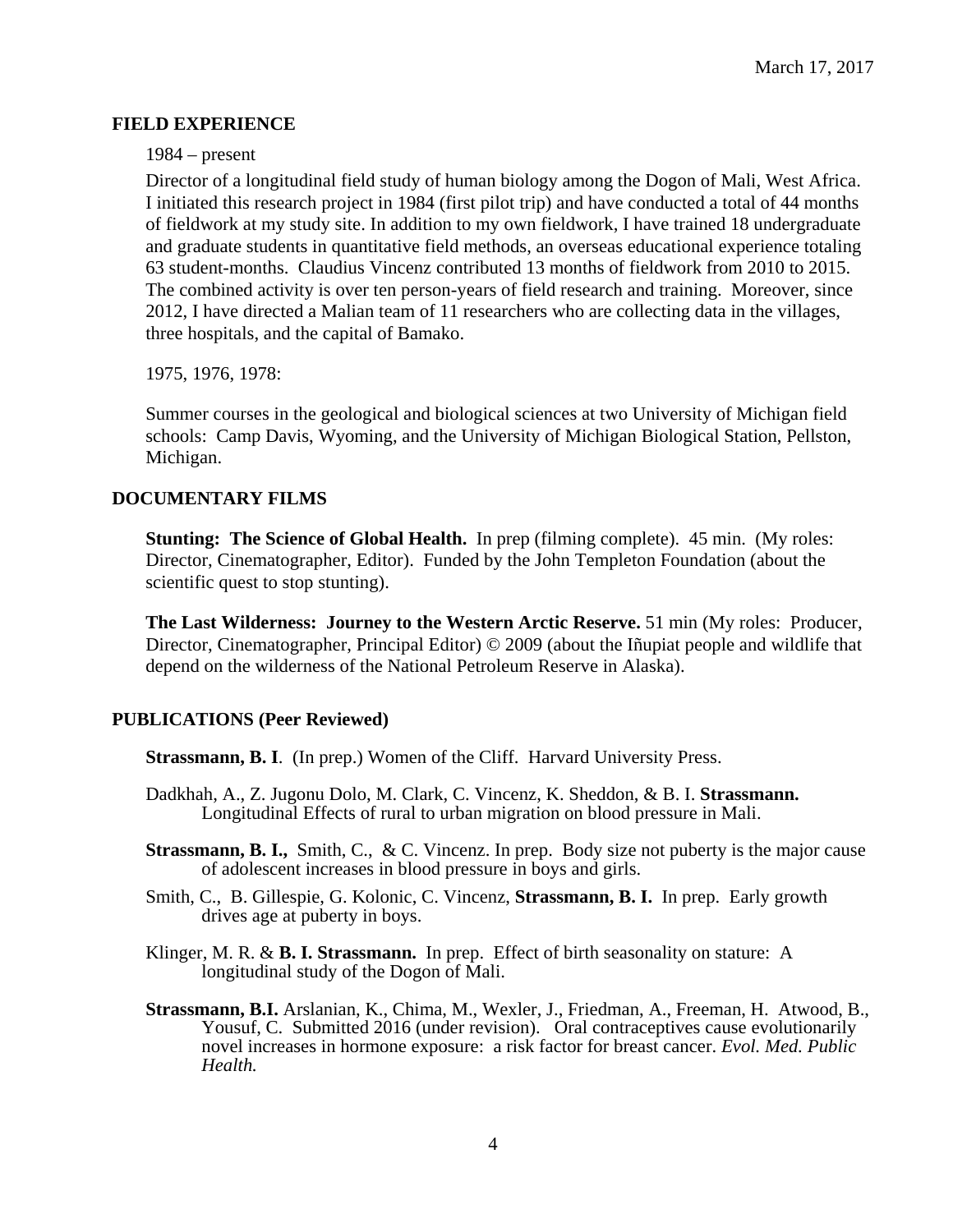## FIELD EXPERIENCE

1984 – present

Director of a longitudinal field study of human biology among the Dogon of Mali, West Africa. I initiated this research project in 1984 (first pilot trip) and have conducted a total of 44 months of fieldwork at my study site. In addition to my own fieldwork, I have trained 18 undergraduate and graduate students in quantitative field methods, an overseas educational experience totaling 63 student-months. Claudius Vincenz contributed 13 months of fieldwork from 2010 to 2015. The combined activity is over ten person-years of field research and training. Moreover, since 2012, I have directed a Malian team of 11 researchers who are collecting data in the villages, three hospitals, and the capital of Bamako.

1975, 1976, 1978:

Summer courses in the geological and biological sciences at two University of Michigan field schools: Camp Davis, Wyoming, and the University of Michigan Biological Station, Pellston, Michigan.

## DOCUMENTARY FILMS

**Stunting: The Science of Global Health.** In prep (filming complete). 45 min. (My roles: Director, Cinematographer, Editor). Funded by the John Templeton Foundation (about the scientific quest to stop stunting).

**The Last Wilderness: Journey to the Western Arctic Reserve.** 51 min (My roles: Producer, Director, Cinematographer, Principal Editor) © 2009 (about the Iñupiat people and wildlife that depend on the wilderness of the National Petroleum Reserve in Alaska).

## PUBLICATIONS (Peer Reviewed)

**Strassmann, B. I**. (In prep.) Women of the Cliff. Harvard University Press.

Dadkhah, A., Z. Jugonu Dolo, M. Clark, C. Vincenz, K. Sheddon, & B. I. **Strassmann.** Longitudinal Effects of rural to urban migration on blood pressure in Mali.

**Strassmann, B. I.,** Smith, C., & C. Vincenz. In prep. Body size not puberty is the major cause of adolescent increases in blood pressure in boys and girls.

Smith, C., B. Gillespie, G. Kolonic, C. Vincenz, **Strassmann, B. I.** In prep. Early growth drives age at puberty in boys.

Klinger, M. R. & **B. I. Strassmann.** In prep. Effect of birth seasonality on stature: A longitudinal study of the Dogon of Mali.

**Strassmann, B.I.** Arslanian, K., Chima, M., Wexler, J., Friedman, A., Freeman, H. Atwood, B., Yousuf, C. Submitted 2016 (under revision). Oral contraceptives cause evolutionarily novel increases in hormone exposure: a risk factor for breast cancer. *Evol. Med. Public Health.*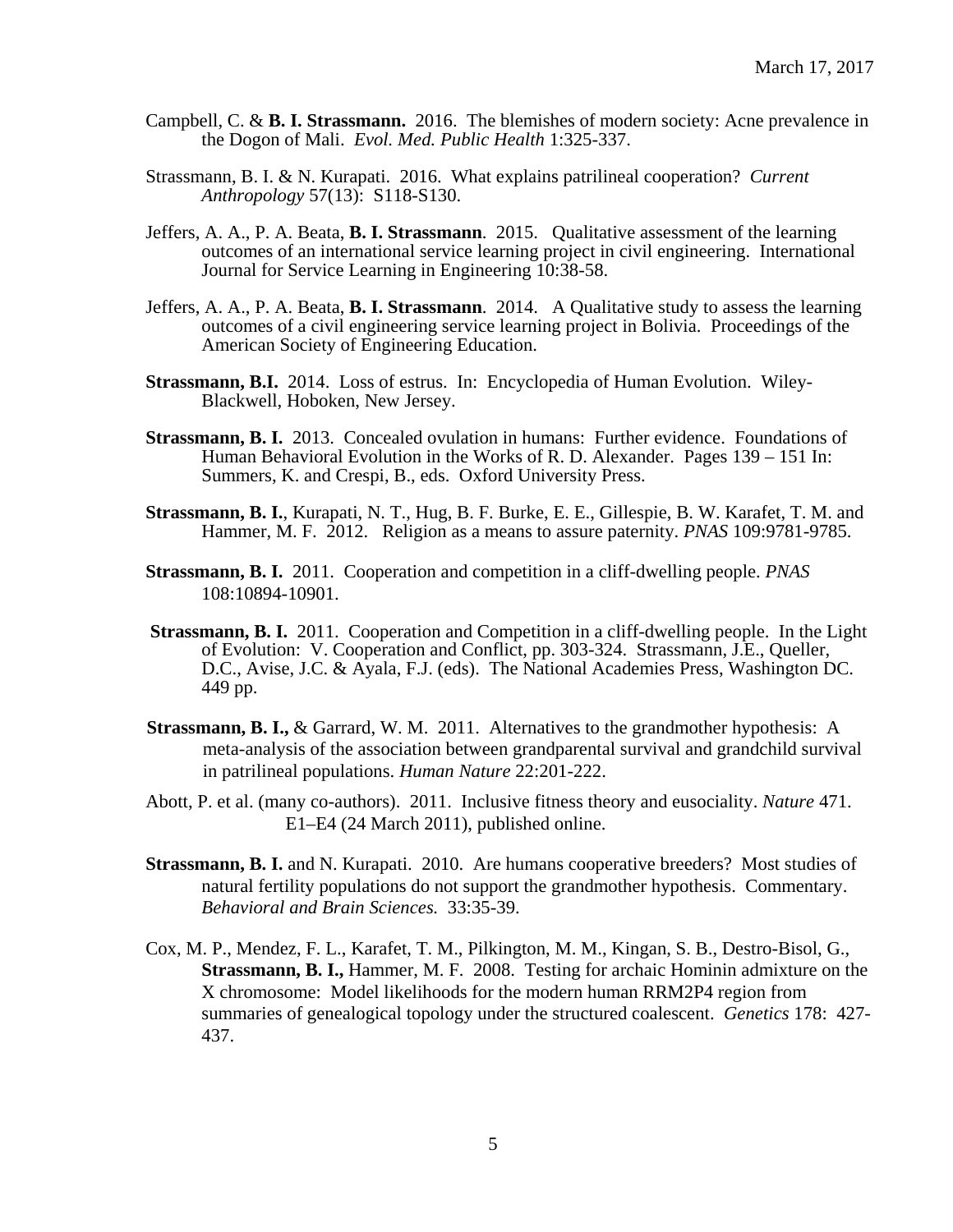Campbell, C. & **B. I. Strassmann.** 2016. The blemishes of modern society: Acne prevalence in the Dogon of Mali. *Evol. Med. Public Health* 1:325-337.

Strassmann, B. I. & N. Kurapati. 2016. What explains patrilineal cooperation? *Current Anthropology* 57(13): S118-S130.

Jeffers, A. A., P. A. Beata, **B. I. Strassmann**. 2015. Qualitative assessment of the learning outcomes of an international service learning project in civil engineering. International Journal for Service Learning in Engineering 10:38-58.

Jeffers, A. A., P. A. Beata, **B. I. Strassmann**. 2014. A Qualitative study to assess the learning outcomes of a civil engineering service learning project in Bolivia. Proceedings of the American Society of Engineering Education.

**Strassmann, B.I.** 2014. Loss of estrus. In: Encyclopedia of Human Evolution. Wiley-Blackwell, Hoboken, New Jersey.

**Strassmann, B. I.** 2013. Concealed ovulation in humans: Further evidence. Foundations of Human Behavioral Evolution in the Works of R. D. Alexander. Pages 139 – 151 In: Summers, K. and Crespi, B., eds. Oxford University Press.

**Strassmann, B. I.**, Kurapati, N. T., Hug, B. F. Burke, E. E., Gillespie, B. W. Karafet, T. M. and Hammer, M. F. 2012. Religion as a means to assure paternity. *PNAS* 109:9781-9785.

**Strassmann, B. I.** 2011. Cooperation and competition in a cliff-dwelling people. *PNAS* 108:10894-10901.

**Strassmann, B. I.** 2011. Cooperation and Competition in a cliff-dwelling people. In the Light of Evolution: V. Cooperation and Conflict, pp. 303-324. Strassmann, J.E., Queller, D.C., Avise, J.C. & Ayala, F.J. (eds). The National Academies Press, Washington DC. 449 pp.

**Strassmann, B. I.,** & Garrard, W. M. 2011. Alternatives to the grandmother hypothesis: A meta-analysis of the association between grandparental survival and grandchild survival in patrilineal populations. *Human Nature* 22:201-222.

Abott, P. et al. (many co-authors). 2011. Inclusive fitness theory and eusociality. *Nature* 471. E1–E4 (24 March 2011), published online.

**Strassmann, B. I.** and N. Kurapati. 2010. Are humans cooperative breeders? Most studies of natural fertility populations do not support the grandmother hypothesis. Commentary. *Behavioral and Brain Sciences.* 33:35-39.

Cox, M. P., Mendez, F. L., Karafet, T. M., Pilkington, M. M., Kingan, S. B., Destro-Bisol, G., **Strassmann, B. I.,** Hammer, M. F. 2008. Testing for archaic Hominin admixture on the X chromosome: Model likelihoods for the modern human RRM2P4 region from summaries of genealogical topology under the structured coalescent. *Genetics* 178: 427-437.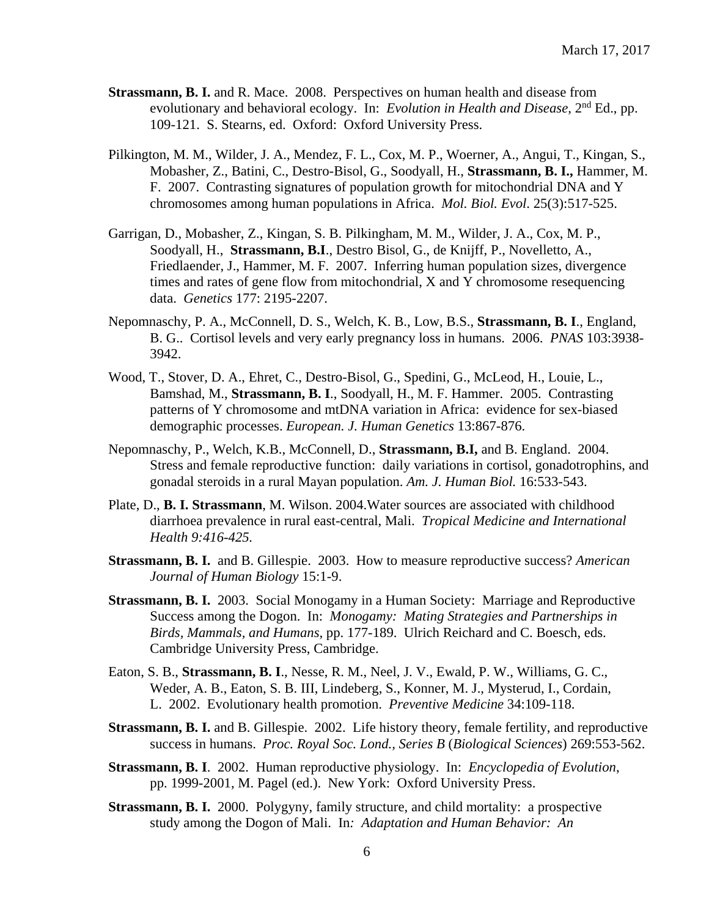**Strassmann, B. I.** and R. Mace. 2008. Perspectives on human health and disease from evolutionary and behavioral ecology. In: *Evolution in Health and Disease*, $2^{nd}$ Ed., pp. 109-121. S. Stearns, ed. Oxford: Oxford University Press.

Pilkington, M. M., Wilder, J. A., Mendez, F. L., Cox, M. P., Woerner, A., Angui, T., Kingan, S., Mobasher, Z., Batini, C., Destro-Bisol, G., Soodyall, H., **Strassmann, B. I.,** Hammer, M. F. 2007. Contrasting signatures of population growth for mitochondrial DNA and Y chromosomes among human populations in Africa. *Mol. Biol. Evol*. 25(3):517-525.

Garrigan, D., Mobasher, Z., Kingan, S. B. Pilkingham, M. M., Wilder, J. A., Cox, M. P., Soodyall, H., **Strassmann, B.I**., Destro Bisol, G., de Knijff, P., Novelletto, A., Friedlaender, J., Hammer, M. F. 2007. Inferring human population sizes, divergence times and rates of gene flow from mitochondrial, X and Y chromosome resequencing data. *Genetics* 177: 2195-2207.

Nepomnaschy, P. A., McConnell, D. S., Welch, K. B., Low, B.S., **Strassmann, B. I**., England, B. G.. Cortisol levels and very early pregnancy loss in humans. 2006. *PNAS* 103:3938-3942.

Wood, T., Stover, D. A., Ehret, C., Destro-Bisol, G., Spedini, G., McLeod, H., Louie, L., Bamshad, M., **Strassmann, B. I**., Soodyall, H., M. F. Hammer. 2005. Contrasting patterns of Y chromosome and mtDNA variation in Africa: evidence for sex-biased demographic processes. *European. J. Human Genetics* 13:867-876.

Nepomnaschy, P., Welch, K.B., McConnell, D., **Strassmann, B.I,** and B. England. 2004. Stress and female reproductive function: daily variations in cortisol, gonadotrophins, and gonadal steroids in a rural Mayan population. *Am. J. Human Biol.* 16:533-543.

Plate, D., **B. I. Strassmann**, M. Wilson. 2004.Water sources are associated with childhood diarrhoea prevalence in rural east-central, Mali. *Tropical Medicine and International Health 9:416-425.*

**Strassmann, B. I.** and B. Gillespie. 2003. How to measure reproductive success? *American Journal of Human Biology* 15:1-9.

**Strassmann, B. I.** 2003. Social Monogamy in a Human Society: Marriage and Reproductive Success among the Dogon. In: *Monogamy: Mating Strategies and Partnerships in Birds, Mammals, and Humans,* pp. 177-189. Ulrich Reichard and C. Boesch, eds. Cambridge University Press, Cambridge.

Eaton, S. B., **Strassmann, B. I**., Nesse, R. M., Neel, J. V., Ewald, P. W., Williams, G. C., Weder, A. B., Eaton, S. B. III, Lindeberg, S., Konner, M. J., Mysterud, I., Cordain, L. 2002. Evolutionary health promotion. *Preventive Medicine* 34:109-118.

**Strassmann, B. I.** and B. Gillespie. 2002. Life history theory, female fertility, and reproductive success in humans. *Proc. Royal Soc. Lond., Series B* (*Biological Sciences*) 269:553-562.

**Strassmann, B. I**. 2002. Human reproductive physiology. In: *Encyclopedia of Evolution*, pp. 1999-2001, M. Pagel (ed.). New York: Oxford University Press.

**Strassmann, B. I.** 2000. Polygyny, family structure, and child mortality: a prospective study among the Dogon of Mali. In*: Adaptation and Human Behavior: An*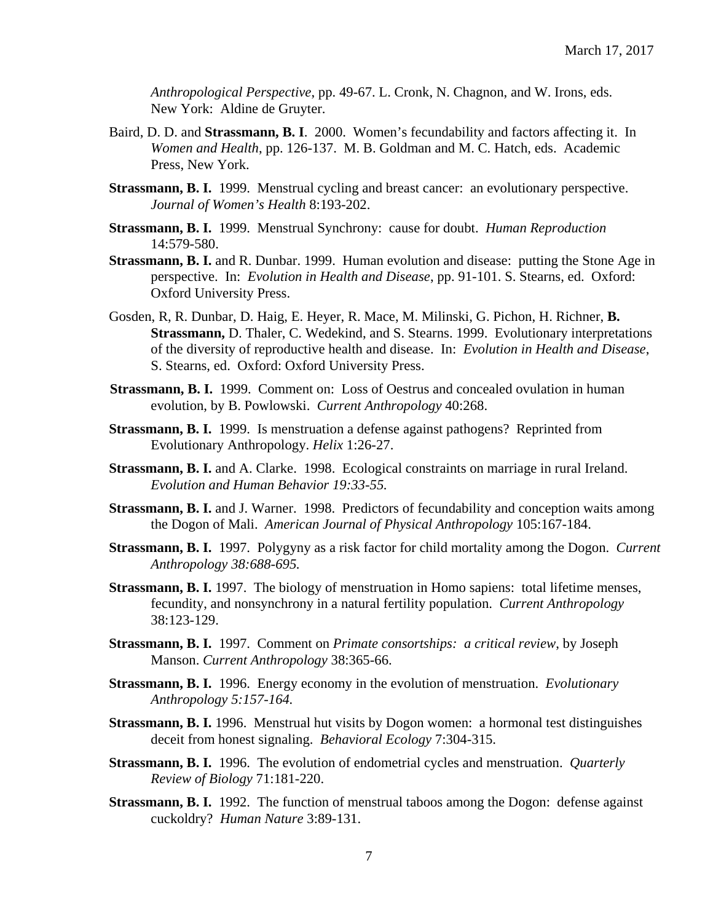*Anthropological Perspective*, pp. 49-67. L. Cronk, N. Chagnon, and W. Irons, eds. New York: Aldine de Gruyter.

Baird, D. D. and **Strassmann, B. I**. 2000. Women's fecundability and factors affecting it. In *Women and Health*, pp. 126-137. M. B. Goldman and M. C. Hatch, eds. Academic Press, New York.

**Strassmann, B. I.** 1999. Menstrual cycling and breast cancer: an evolutionary perspective. *Journal of Women's Health* 8:193-202.

**Strassmann, B. I.** 1999. Menstrual Synchrony: cause for doubt. *Human Reproduction* 14:579-580.

**Strassmann, B. I.** and R. Dunbar. 1999. Human evolution and disease: putting the Stone Age in perspective. In: *Evolution in Health and Disease*, pp. 91-101. S. Stearns, ed. Oxford: Oxford University Press.

Gosden, R, R. Dunbar, D. Haig, E. Heyer, R. Mace, M. Milinski, G. Pichon, H. Richner, **B. Strassmann,** D. Thaler, C. Wedekind, and S. Stearns. 1999. Evolutionary interpretations of the diversity of reproductive health and disease. In: *Evolution in Health and Disease*, S. Stearns, ed. Oxford: Oxford University Press.

**Strassmann, B. I.** 1999. Comment on: Loss of Oestrus and concealed ovulation in human evolution, by B. Powlowski. *Current Anthropology* 40:268.

**Strassmann, B. I.** 1999. Is menstruation a defense against pathogens? Reprinted from Evolutionary Anthropology. *Helix* 1:26-27.

**Strassmann, B. I.** and A. Clarke. 1998. Ecological constraints on marriage in rural Ireland. *Evolution and Human Behavior 19:33-55.*

**Strassmann, B. I.** and J. Warner. 1998. Predictors of fecundability and conception waits among the Dogon of Mali. *American Journal of Physical Anthropology* 105:167-184.

**Strassmann, B. I.** 1997. Polygyny as a risk factor for child mortality among the Dogon. *Current Anthropology 38:688-695.*

**Strassmann, B. I.** 1997. The biology of menstruation in Homo sapiens: total lifetime menses, fecundity, and nonsynchrony in a natural fertility population. *Current Anthropology* 38:123-129.

**Strassmann, B. I.** 1997. Comment on *Primate consortships: a critical review*, by Joseph Manson. *Current Anthropology* 38:365-66.

**Strassmann, B. I.** 1996. Energy economy in the evolution of menstruation. *Evolutionary Anthropology 5:157-164.*

**Strassmann, B. I.** 1996. Menstrual hut visits by Dogon women: a hormonal test distinguishes deceit from honest signaling. *Behavioral Ecology* 7:304-315.

**Strassmann, B. I.** 1996. The evolution of endometrial cycles and menstruation. *Quarterly Review of Biology* 71:181-220.

**Strassmann, B. I.** 1992. The function of menstrual taboos among the Dogon: defense against cuckoldry? *Human Nature* 3:89-131.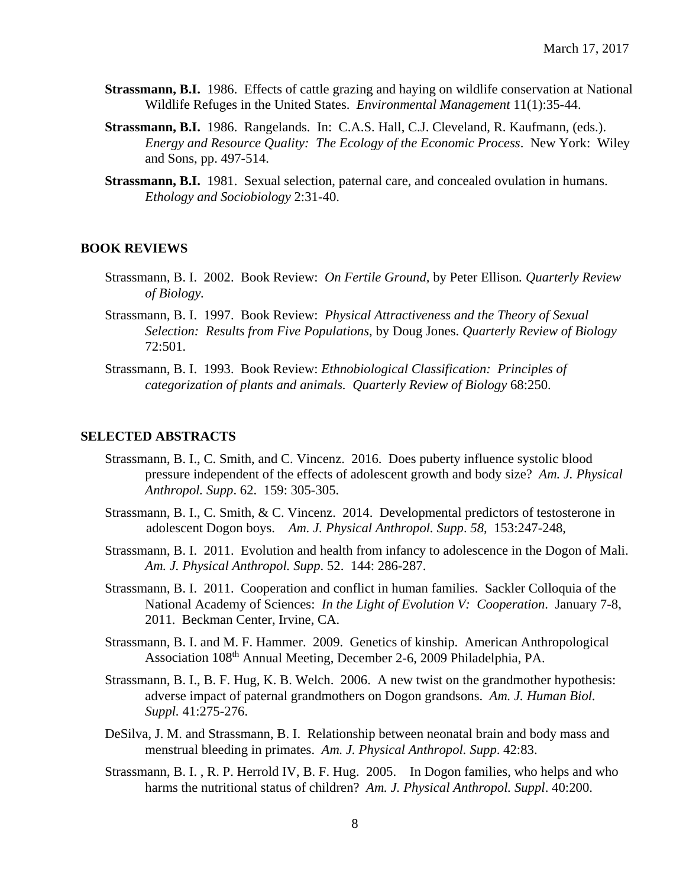**Strassmann, B.I.** 1986. Effects of cattle grazing and haying on wildlife conservation at National Wildlife Refuges in the United States. *Environmental Management* 11(1):35-44.

**Strassmann, B.I.** 1986. Rangelands. In: C.A.S. Hall, C.J. Cleveland, R. Kaufmann, (eds.). *Energy and Resource Quality: The Ecology of the Economic Process*. New York: Wiley and Sons, pp. 497-514.

**Strassmann, B.I.** 1981. Sexual selection, paternal care, and concealed ovulation in humans. *Ethology and Sociobiology* 2:31-40.

## BOOK REVIEWS

Strassmann, B. I. 2002. Book Review: *On Fertile Ground,* by Peter Ellison*. Quarterly Review of Biology.*

Strassmann, B. I. 1997. Book Review: *Physical Attractiveness and the Theory of Sexual Selection: Results from Five Populations*, by Doug Jones. *Quarterly Review of Biology* 72:501.

Strassmann, B. I. 1993. Book Review: *Ethnobiological Classification: Principles of categorization of plants and animals. Quarterly Review of Biology* 68:250.

## SELECTED ABSTRACTS

Strassmann, B. I., C. Smith, and C. Vincenz. 2016. Does puberty influence systolic blood pressure independent of the effects of adolescent growth and body size? *Am. J. Physical Anthropol. Supp*. 62. 159: 305-305.

Strassmann, B. I., C. Smith, & C. Vincenz. 2014. Developmental predictors of testosterone in adolescent Dogon boys. *Am. J. Physical Anthropol. Supp*. *58*, 153:247-248,

Strassmann, B. I. 2011. Evolution and health from infancy to adolescence in the Dogon of Mali. *Am. J. Physical Anthropol. Supp*. 52. 144: 286-287.

Strassmann, B. I. 2011. Cooperation and conflict in human families. Sackler Colloquia of the National Academy of Sciences: *In the Light of Evolution V: Cooperation*. January 7-8, 2011. Beckman Center, Irvine, CA.

Strassmann, B. I. and M. F. Hammer. 2009. Genetics of kinship. American Anthropological Association 108th Annual Meeting, December 2-6, 2009 Philadelphia, PA.

Strassmann, B. I., B. F. Hug, K. B. Welch. 2006. A new twist on the grandmother hypothesis: adverse impact of paternal grandmothers on Dogon grandsons. *Am. J. Human Biol. Suppl.* 41:275-276.

DeSilva, J. M. and Strassmann, B. I. Relationship between neonatal brain and body mass and menstrual bleeding in primates. *Am. J. Physical Anthropol. Supp*. 42:83.

Strassmann, B. I. , R. P. Herrold IV, B. F. Hug. 2005. In Dogon families, who helps and who harms the nutritional status of children? *Am. J. Physical Anthropol. Suppl*. 40:200.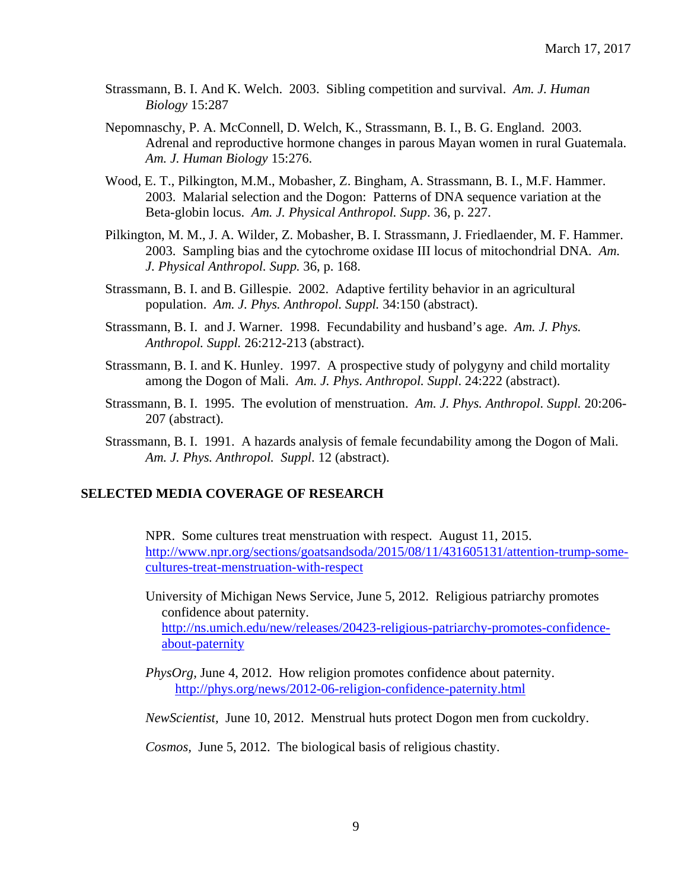Strassmann, B. I. And K. Welch. 2003. Sibling competition and survival. *Am. J. Human Biology* 15:287

Nepomnaschy, P. A. McConnell, D. Welch, K., Strassmann, B. I., B. G. England. 2003. Adrenal and reproductive hormone changes in parous Mayan women in rural Guatemala. *Am. J. Human Biology* 15:276.

Wood, E. T., Pilkington, M.M., Mobasher, Z. Bingham, A. Strassmann, B. I., M.F. Hammer. 2003. Malarial selection and the Dogon: Patterns of DNA sequence variation at the Beta-globin locus. *Am. J. Physical Anthropol. Supp*. 36, p. 227.

Pilkington, M. M., J. A. Wilder, Z. Mobasher, B. I. Strassmann, J. Friedlaender, M. F. Hammer. 2003. Sampling bias and the cytochrome oxidase III locus of mitochondrial DNA. *Am. J. Physical Anthropol. Supp.* 36, p. 168.

Strassmann, B. I. and B. Gillespie. 2002. Adaptive fertility behavior in an agricultural population. *Am. J. Phys. Anthropol. Suppl.* 34:150 (abstract).

Strassmann, B. I. and J. Warner. 1998. Fecundability and husband's age. *Am. J. Phys. Anthropol. Suppl.* 26:212-213 (abstract).

Strassmann, B. I. and K. Hunley. 1997. A prospective study of polygyny and child mortality among the Dogon of Mali. *Am. J. Phys. Anthropol. Suppl*. 24:222 (abstract).

Strassmann, B. I. 1995. The evolution of menstruation. *Am. J. Phys. Anthropol. Suppl.* 20:206-207 (abstract).

Strassmann, B. I. 1991. A hazards analysis of female fecundability among the Dogon of Mali. *Am. J. Phys. Anthropol. Suppl*. 12 (abstract).

## SELECTED MEDIA COVERAGE OF RESEARCH

NPR. Some cultures treat menstruation with respect. August 11, 2015. http://www.npr.org/sections/goatsandsoda/2015/08/11/431605131/attention-trump-some-cultures-treat-menstruation-with-respect

University of Michigan News Service, June 5, 2012. Religious patriarchy promotes confidence about paternity. http://ns.umich.edu/new/releases/20423-religious-patriarchy-promotes-confidence-about-paternity

*PhysOrg*, June 4, 2012. How religion promotes confidence about paternity. http://phys.org/news/2012-06-religion-confidence-paternity.html

*NewScientist*, June 10, 2012. Menstrual huts protect Dogon men from cuckoldry.

*Cosmos*, June 5, 2012. The biological basis of religious chastity.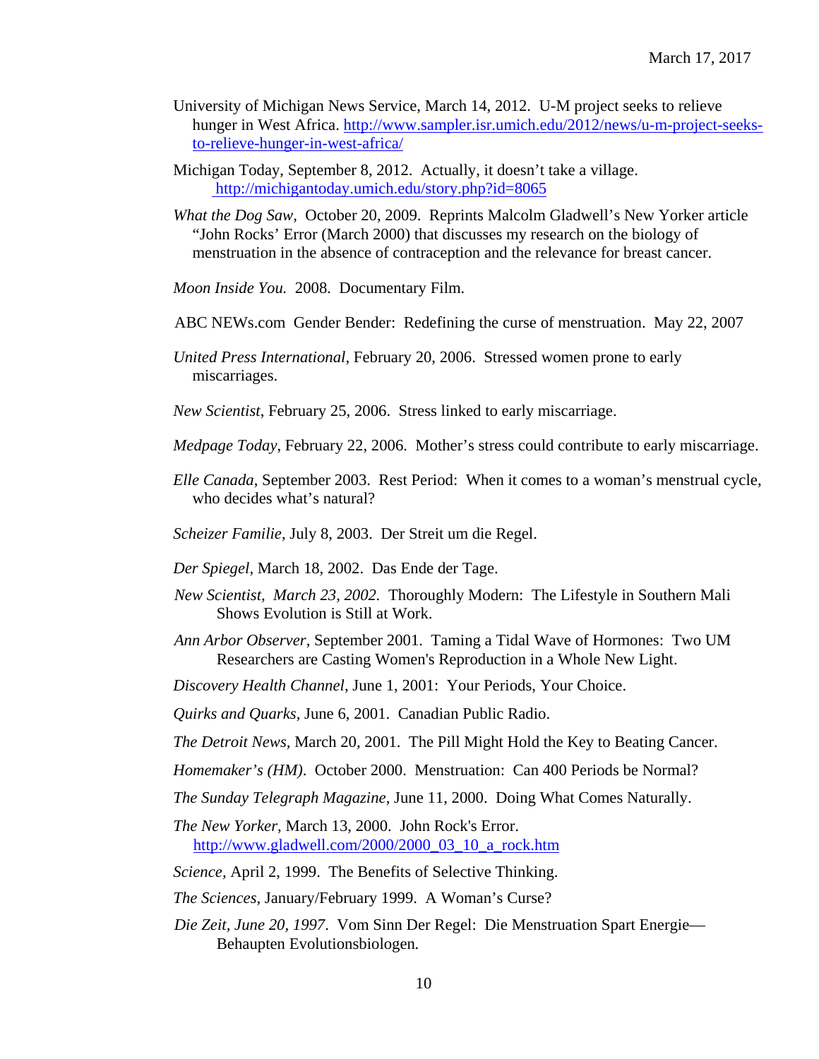University of Michigan News Service, March 14, 2012. U-M project seeks to relieve hunger in West Africa. http://www.sampler.isr.umich.edu/2012/news/u-m-project-seeks-to-relieve-hunger-in-west-africa/

Michigan Today, September 8, 2012. Actually, it doesn't take a village. http://michigantoday.umich.edu/story.php?id=8065

*What the Dog Saw*, October 20, 2009. Reprints Malcolm Gladwell's New Yorker article "John Rocks' Error (March 2000) that discusses my research on the biology of menstruation in the absence of contraception and the relevance for breast cancer.

*Moon Inside You.* 2008. Documentary Film.

ABC NEWs.com Gender Bender: Redefining the curse of menstruation. May 22, 2007

*United Press International*, February 20, 2006. Stressed women prone to early miscarriages.

*New Scientist*, February 25, 2006. Stress linked to early miscarriage.

*Medpage Today*, February 22, 2006. Mother's stress could contribute to early miscarriage.

*Elle Canada*, September 2003. Rest Period: When it comes to a woman's menstrual cycle, who decides what's natural?

*Scheizer Familie*, July 8, 2003. Der Streit um die Regel.

*Der Spiegel*, March 18, 2002. Das Ende der Tage.

*New Scientist, March 23, 2002.* Thoroughly Modern: The Lifestyle in Southern Mali Shows Evolution is Still at Work.

*Ann Arbor Observer*, September 2001. Taming a Tidal Wave of Hormones: Two UM Researchers are Casting Women's Reproduction in a Whole New Light.

*Discovery Health Channel*, June 1, 2001: Your Periods, Your Choice.

*Quirks and Quarks*, June 6, 2001. Canadian Public Radio.

*The Detroit News*, March 20, 2001. The Pill Might Hold the Key to Beating Cancer.

*Homemaker's (HM)*. October 2000. Menstruation: Can 400 Periods be Normal?

*The Sunday Telegraph Magazine*, June 11, 2000. Doing What Comes Naturally.

*The New Yorker*, March 13, 2000. John Rock's Error. http://www.gladwell.com/2000/2000_03_10_a_rock.htm

*Science*, April 2, 1999. The Benefits of Selective Thinking.

*The Sciences*, January/February 1999. A Woman's Curse?

*Die Zeit, June 20, 1997.* Vom Sinn Der Regel: Die Menstruation Spart Energie—Behaupten Evolutionsbiologen.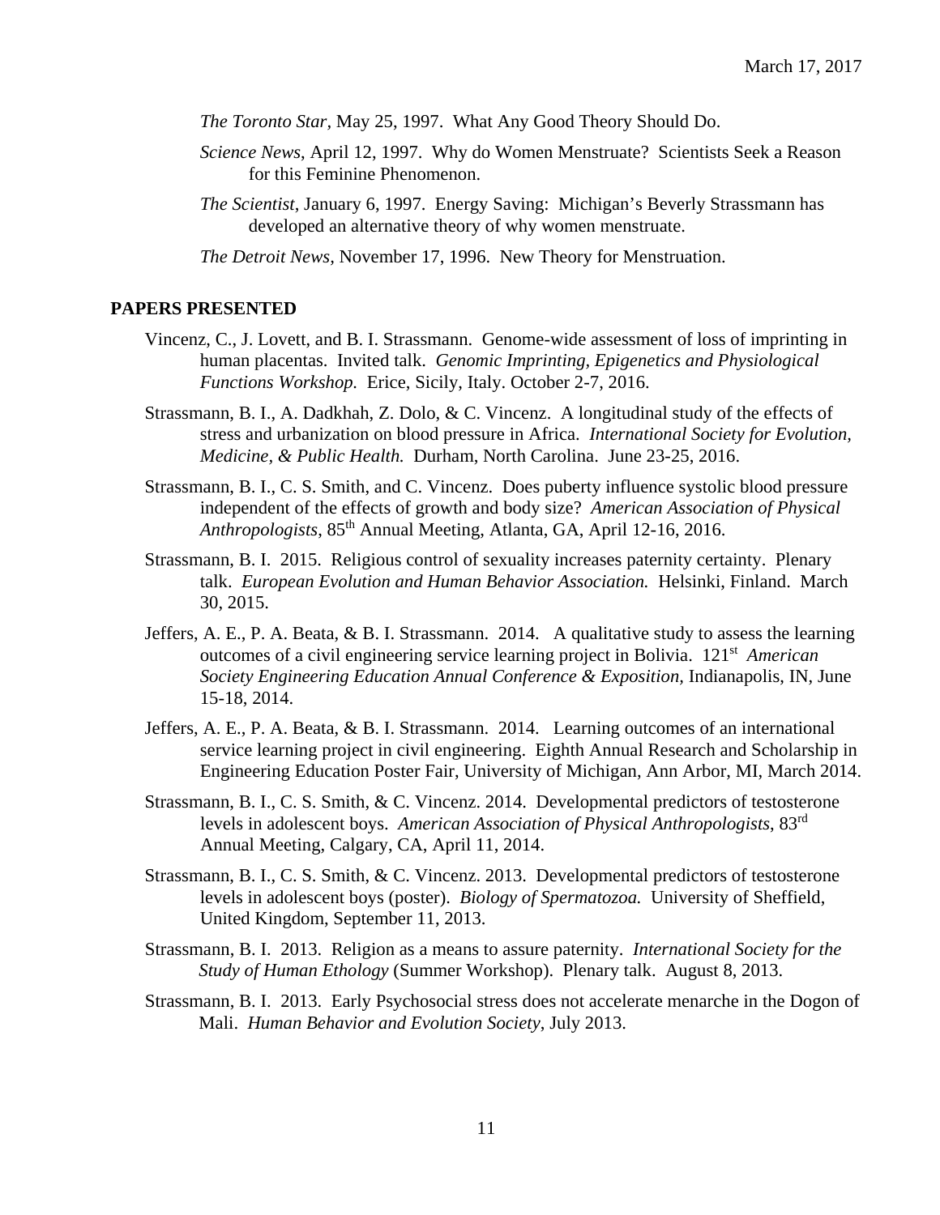*The Toronto Star*, May 25, 1997. What Any Good Theory Should Do.

*Science News*, April 12, 1997. Why do Women Menstruate? Scientists Seek a Reason for this Feminine Phenomenon.

*The Scientist*, January 6, 1997. Energy Saving: Michigan's Beverly Strassmann has developed an alternative theory of why women menstruate.

*The Detroit News*, November 17, 1996. New Theory for Menstruation.

## PAPERS PRESENTED

Vincenz, C., J. Lovett, and B. I. Strassmann. Genome-wide assessment of loss of imprinting in human placentas. Invited talk. *Genomic Imprinting, Epigenetics and Physiological Functions Workshop.* Erice, Sicily, Italy. October 2-7, 2016.

Strassmann, B. I., A. Dadkhah, Z. Dolo, & C. Vincenz. A longitudinal study of the effects of stress and urbanization on blood pressure in Africa. *International Society for Evolution, Medicine, & Public Health.* Durham, North Carolina. June 23-25, 2016.

Strassmann, B. I., C. S. Smith, and C. Vincenz. Does puberty influence systolic blood pressure independent of the effects of growth and body size? *American Association of Physical Anthropologists*, 85th Annual Meeting, Atlanta, GA, April 12-16, 2016.

Strassmann, B. I. 2015. Religious control of sexuality increases paternity certainty. Plenary talk. *European Evolution and Human Behavior Association.* Helsinki, Finland. March 30, 2015.

Jeffers, A. E., P. A. Beata, & B. I. Strassmann. 2014. A qualitative study to assess the learning outcomes of a civil engineering service learning project in Bolivia. 121st *American Society Engineering Education Annual Conference & Exposition*, Indianapolis, IN, June 15-18, 2014.

Jeffers, A. E., P. A. Beata, & B. I. Strassmann. 2014. Learning outcomes of an international service learning project in civil engineering. Eighth Annual Research and Scholarship in Engineering Education Poster Fair, University of Michigan, Ann Arbor, MI, March 2014.

Strassmann, B. I., C. S. Smith, & C. Vincenz. 2014. Developmental predictors of testosterone levels in adolescent boys. *American Association of Physical Anthropologists*, 83rd Annual Meeting, Calgary, CA, April 11, 2014.

Strassmann, B. I., C. S. Smith, & C. Vincenz. 2013. Developmental predictors of testosterone levels in adolescent boys (poster). *Biology of Spermatozoa.* University of Sheffield, United Kingdom, September 11, 2013.

Strassmann, B. I. 2013. Religion as a means to assure paternity. *International Society for the Study of Human Ethology* (Summer Workshop). Plenary talk. August 8, 2013.

Strassmann, B. I. 2013. Early Psychosocial stress does not accelerate menarche in the Dogon of Mali. *Human Behavior and Evolution Society*, July 2013.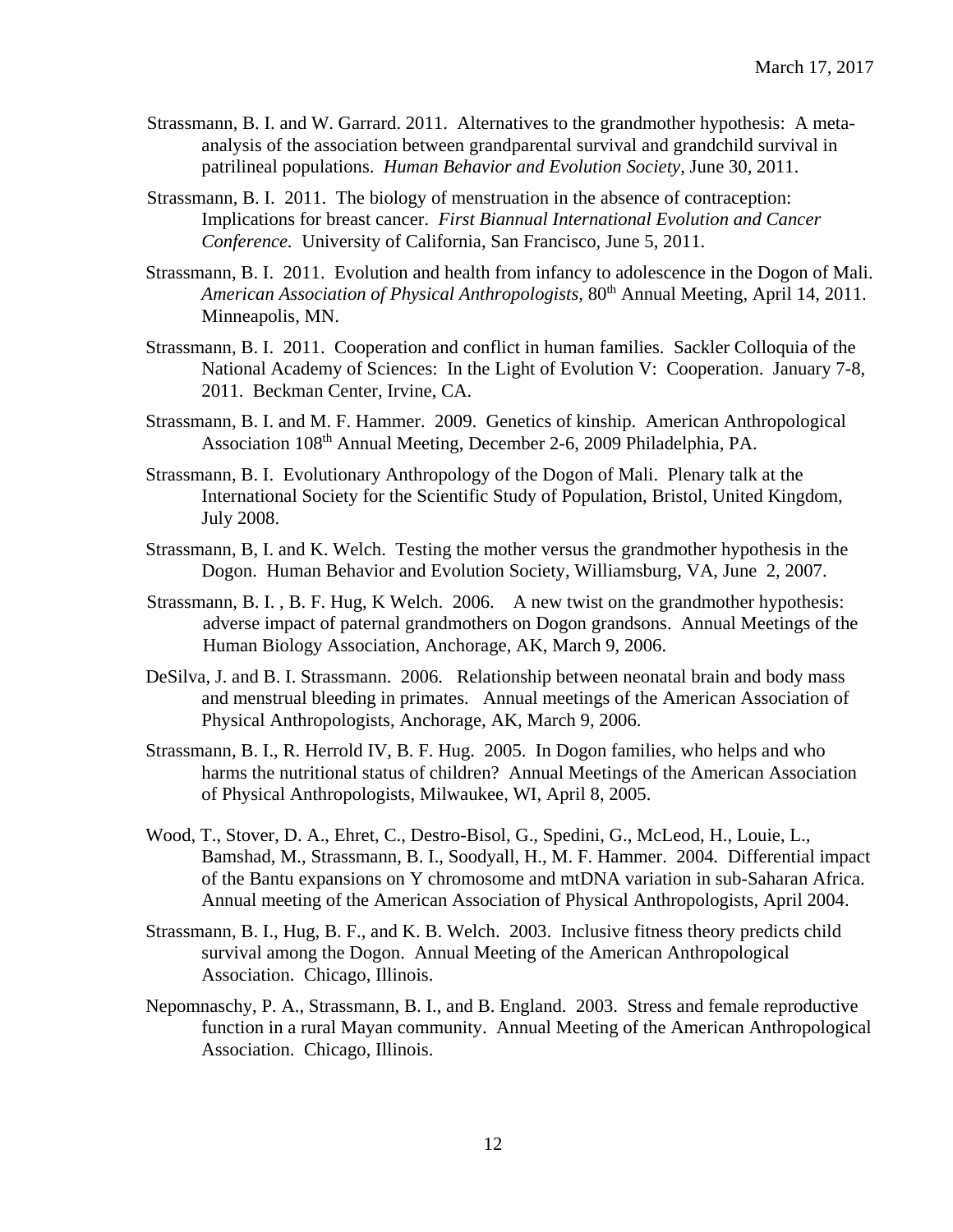Strassmann, B. I. and W. Garrard. 2011. Alternatives to the grandmother hypothesis: A meta-analysis of the association between grandparental survival and grandchild survival in patrilineal populations. *Human Behavior and Evolution Society*, June 30, 2011.

Strassmann, B. I. 2011. The biology of menstruation in the absence of contraception: Implications for breast cancer. *First Biannual International Evolution and Cancer Conference*. University of California, San Francisco, June 5, 2011.

Strassmann, B. I. 2011. Evolution and health from infancy to adolescence in the Dogon of Mali. *American Association of Physical Anthropologists,* 80th Annual Meeting, April 14, 2011. Minneapolis, MN.

Strassmann, B. I. 2011. Cooperation and conflict in human families. Sackler Colloquia of the National Academy of Sciences: In the Light of Evolution V: Cooperation. January 7-8, 2011. Beckman Center, Irvine, CA.

Strassmann, B. I. and M. F. Hammer. 2009. Genetics of kinship. American Anthropological Association 108th Annual Meeting, December 2-6, 2009 Philadelphia, PA.

Strassmann, B. I. Evolutionary Anthropology of the Dogon of Mali. Plenary talk at the International Society for the Scientific Study of Population, Bristol, United Kingdom, July 2008.

Strassmann, B, I. and K. Welch. Testing the mother versus the grandmother hypothesis in the Dogon. Human Behavior and Evolution Society, Williamsburg, VA, June 2, 2007.

Strassmann, B. I. , B. F. Hug, K Welch. 2006. A new twist on the grandmother hypothesis: adverse impact of paternal grandmothers on Dogon grandsons. Annual Meetings of the Human Biology Association, Anchorage, AK, March 9, 2006.

DeSilva, J. and B. I. Strassmann. 2006. Relationship between neonatal brain and body mass and menstrual bleeding in primates. Annual meetings of the American Association of Physical Anthropologists, Anchorage, AK, March 9, 2006.

Strassmann, B. I., R. Herrold IV, B. F. Hug. 2005. In Dogon families, who helps and who harms the nutritional status of children? Annual Meetings of the American Association of Physical Anthropologists, Milwaukee, WI, April 8, 2005.

Wood, T., Stover, D. A., Ehret, C., Destro-Bisol, G., Spedini, G., McLeod, H., Louie, L., Bamshad, M., Strassmann, B. I., Soodyall, H., M. F. Hammer. 2004. Differential impact of the Bantu expansions on Y chromosome and mtDNA variation in sub-Saharan Africa. Annual meeting of the American Association of Physical Anthropologists, April 2004.

Strassmann, B. I., Hug, B. F., and K. B. Welch. 2003. Inclusive fitness theory predicts child survival among the Dogon. Annual Meeting of the American Anthropological Association. Chicago, Illinois.

Nepomnaschy, P. A., Strassmann, B. I., and B. England. 2003. Stress and female reproductive function in a rural Mayan community. Annual Meeting of the American Anthropological Association. Chicago, Illinois.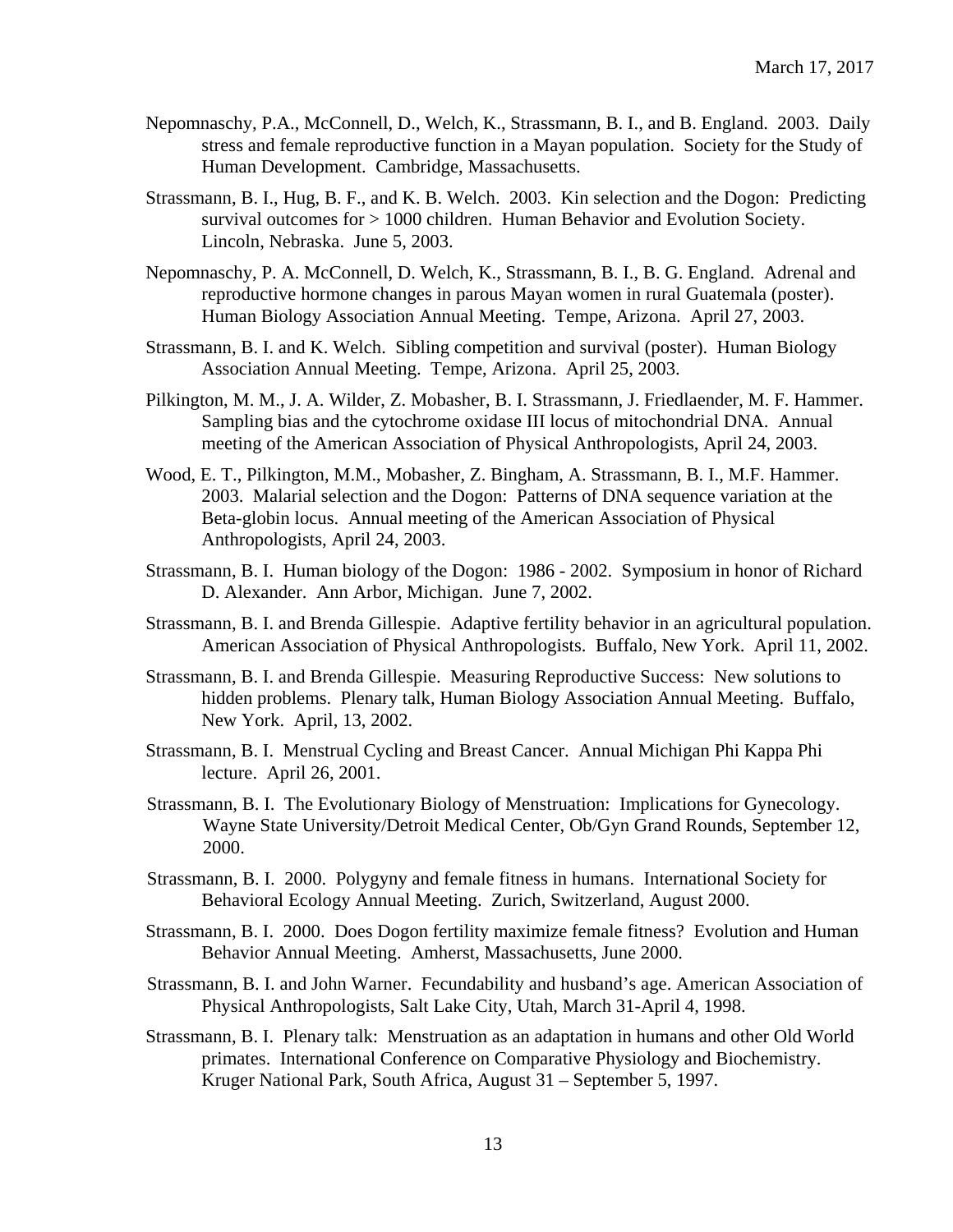Nepomnaschy, P.A., McConnell, D., Welch, K., Strassmann, B. I., and B. England. 2003. Daily stress and female reproductive function in a Mayan population. Society for the Study of Human Development. Cambridge, Massachusetts.

Strassmann, B. I., Hug, B. F., and K. B. Welch. 2003. Kin selection and the Dogon: Predicting survival outcomes for > 1000 children. Human Behavior and Evolution Society. Lincoln, Nebraska. June 5, 2003.

Nepomnaschy, P. A. McConnell, D. Welch, K., Strassmann, B. I., B. G. England. Adrenal and reproductive hormone changes in parous Mayan women in rural Guatemala (poster). Human Biology Association Annual Meeting. Tempe, Arizona. April 27, 2003.

Strassmann, B. I. and K. Welch. Sibling competition and survival (poster). Human Biology Association Annual Meeting. Tempe, Arizona. April 25, 2003.

Pilkington, M. M., J. A. Wilder, Z. Mobasher, B. I. Strassmann, J. Friedlaender, M. F. Hammer. Sampling bias and the cytochrome oxidase III locus of mitochondrial DNA. Annual meeting of the American Association of Physical Anthropologists, April 24, 2003.

Wood, E. T., Pilkington, M.M., Mobasher, Z. Bingham, A. Strassmann, B. I., M.F. Hammer. 2003. Malarial selection and the Dogon: Patterns of DNA sequence variation at the Beta-globin locus. Annual meeting of the American Association of Physical Anthropologists, April 24, 2003.

Strassmann, B. I. Human biology of the Dogon: 1986 - 2002. Symposium in honor of Richard D. Alexander. Ann Arbor, Michigan. June 7, 2002.

Strassmann, B. I. and Brenda Gillespie. Adaptive fertility behavior in an agricultural population. American Association of Physical Anthropologists. Buffalo, New York. April 11, 2002.

Strassmann, B. I. and Brenda Gillespie. Measuring Reproductive Success: New solutions to hidden problems. Plenary talk, Human Biology Association Annual Meeting. Buffalo, New York. April, 13, 2002.

Strassmann, B. I. Menstrual Cycling and Breast Cancer. Annual Michigan Phi Kappa Phi lecture. April 26, 2001.

Strassmann, B. I. The Evolutionary Biology of Menstruation: Implications for Gynecology. Wayne State University/Detroit Medical Center, Ob/Gyn Grand Rounds, September 12, 2000.

Strassmann, B. I. 2000. Polygyny and female fitness in humans. International Society for Behavioral Ecology Annual Meeting. Zurich, Switzerland, August 2000.

Strassmann, B. I. 2000. Does Dogon fertility maximize female fitness? Evolution and Human Behavior Annual Meeting. Amherst, Massachusetts, June 2000.

Strassmann, B. I. and John Warner. Fecundability and husband's age. American Association of Physical Anthropologists, Salt Lake City, Utah, March 31-April 4, 1998.

Strassmann, B. I. Plenary talk: Menstruation as an adaptation in humans and other Old World primates. International Conference on Comparative Physiology and Biochemistry. Kruger National Park, South Africa, August 31 – September 5, 1997.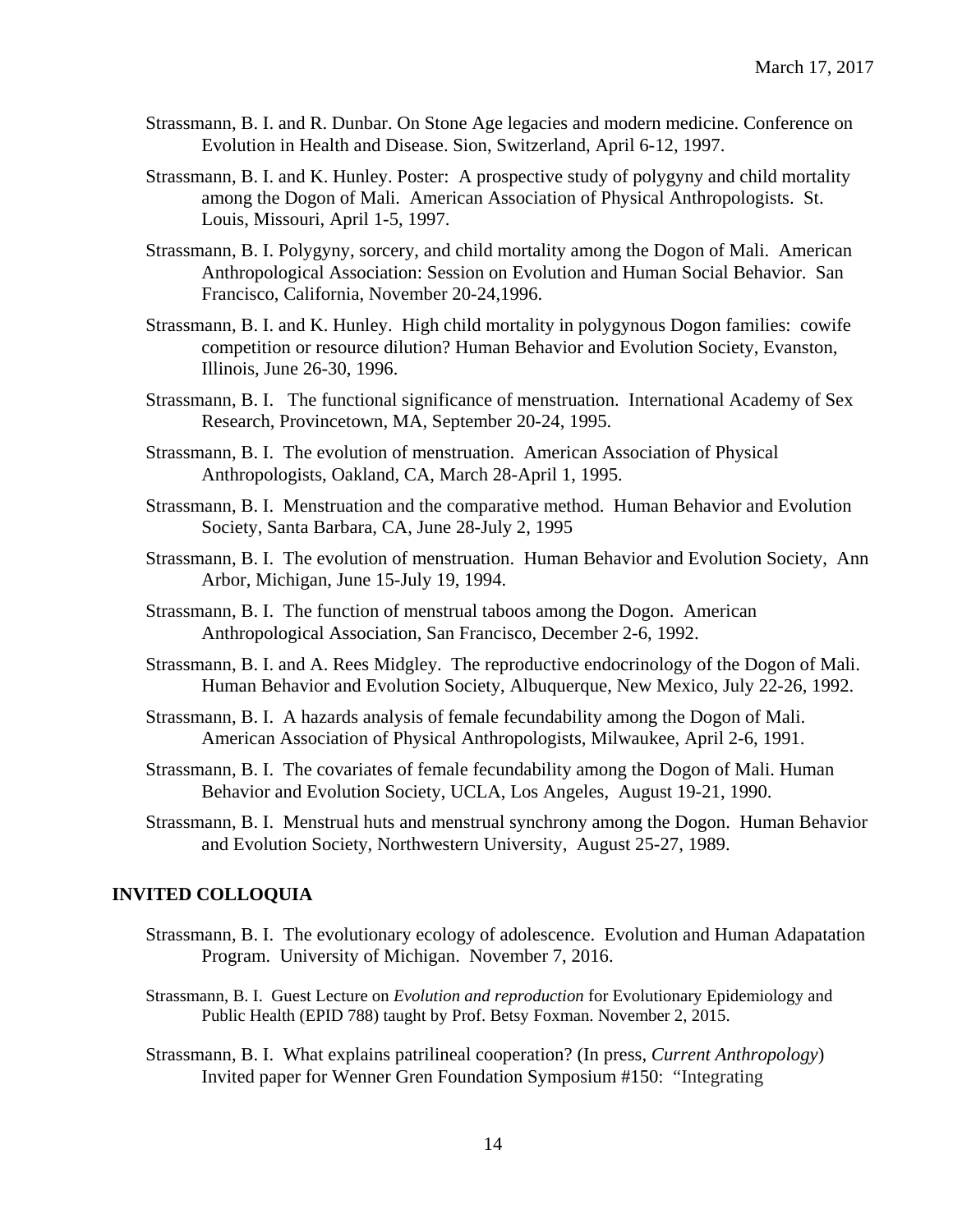Strassmann, B. I. and R. Dunbar. On Stone Age legacies and modern medicine. Conference on Evolution in Health and Disease. Sion, Switzerland, April 6-12, 1997.

Strassmann, B. I. and K. Hunley. Poster: A prospective study of polygyny and child mortality among the Dogon of Mali. American Association of Physical Anthropologists. St. Louis, Missouri, April 1-5, 1997.

Strassmann, B. I. Polygyny, sorcery, and child mortality among the Dogon of Mali. American Anthropological Association: Session on Evolution and Human Social Behavior. San Francisco, California, November 20-24,1996.

Strassmann, B. I. and K. Hunley. High child mortality in polygynous Dogon families: cowife competition or resource dilution? Human Behavior and Evolution Society, Evanston, Illinois, June 26-30, 1996.

Strassmann, B. I. The functional significance of menstruation. International Academy of Sex Research, Provincetown, MA, September 20-24, 1995.

Strassmann, B. I. The evolution of menstruation. American Association of Physical Anthropologists, Oakland, CA, March 28-April 1, 1995.

Strassmann, B. I. Menstruation and the comparative method. Human Behavior and Evolution Society, Santa Barbara, CA, June 28-July 2, 1995

Strassmann, B. I. The evolution of menstruation. Human Behavior and Evolution Society, Ann Arbor, Michigan, June 15-July 19, 1994.

Strassmann, B. I. The function of menstrual taboos among the Dogon. American Anthropological Association, San Francisco, December 2-6, 1992.

Strassmann, B. I. and A. Rees Midgley. The reproductive endocrinology of the Dogon of Mali. Human Behavior and Evolution Society, Albuquerque, New Mexico, July 22-26, 1992.

Strassmann, B. I. A hazards analysis of female fecundability among the Dogon of Mali. American Association of Physical Anthropologists, Milwaukee, April 2-6, 1991.

Strassmann, B. I. The covariates of female fecundability among the Dogon of Mali. Human Behavior and Evolution Society, UCLA, Los Angeles, August 19-21, 1990.

Strassmann, B. I. Menstrual huts and menstrual synchrony among the Dogon. Human Behavior and Evolution Society, Northwestern University, August 25-27, 1989.

## INVITED COLLOQUIA

Strassmann, B. I. The evolutionary ecology of adolescence. Evolution and Human Adapatation Program. University of Michigan. November 7, 2016.

Strassmann, B. I. Guest Lecture on *Evolution and reproduction* for Evolutionary Epidemiology and Public Health (EPID 788) taught by Prof. Betsy Foxman. November 2, 2015.

Strassmann, B. I. What explains patrilineal cooperation? (In press, *Current Anthropology*) Invited paper for Wenner Gren Foundation Symposium #150: "Integrating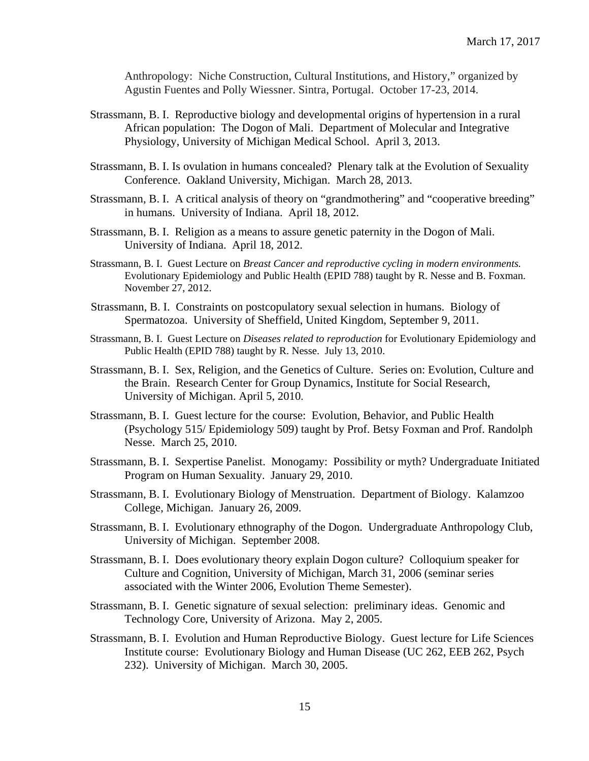Anthropology: Niche Construction, Cultural Institutions, and History," organized by Agustin Fuentes and Polly Wiessner. Sintra, Portugal. October 17-23, 2014.

Strassmann, B. I. Reproductive biology and developmental origins of hypertension in a rural African population: The Dogon of Mali. Department of Molecular and Integrative Physiology, University of Michigan Medical School. April 3, 2013.

Strassmann, B. I. Is ovulation in humans concealed? Plenary talk at the Evolution of Sexuality Conference. Oakland University, Michigan. March 28, 2013.

Strassmann, B. I. A critical analysis of theory on "grandmothering" and "cooperative breeding" in humans. University of Indiana. April 18, 2012.

Strassmann, B. I. Religion as a means to assure genetic paternity in the Dogon of Mali. University of Indiana. April 18, 2012.

Strassmann, B. I. Guest Lecture on *Breast Cancer and reproductive cycling in modern environments.* Evolutionary Epidemiology and Public Health (EPID 788) taught by R. Nesse and B. Foxman. November 27, 2012.

Strassmann, B. I. Constraints on postcopulatory sexual selection in humans. Biology of Spermatozoa. University of Sheffield, United Kingdom, September 9, 2011.

Strassmann, B. I. Guest Lecture on *Diseases related to reproduction* for Evolutionary Epidemiology and Public Health (EPID 788) taught by R. Nesse. July 13, 2010.

Strassmann, B. I. Sex, Religion, and the Genetics of Culture. Series on: Evolution, Culture and the Brain. Research Center for Group Dynamics, Institute for Social Research, University of Michigan. April 5, 2010.

Strassmann, B. I. Guest lecture for the course: Evolution, Behavior, and Public Health (Psychology 515/ Epidemiology 509) taught by Prof. Betsy Foxman and Prof. Randolph Nesse. March 25, 2010.

Strassmann, B. I. Sexpertise Panelist. Monogamy: Possibility or myth? Undergraduate Initiated Program on Human Sexuality. January 29, 2010.

Strassmann, B. I. Evolutionary Biology of Menstruation. Department of Biology. Kalamzoo College, Michigan. January 26, 2009.

Strassmann, B. I. Evolutionary ethnography of the Dogon. Undergraduate Anthropology Club, University of Michigan. September 2008.

Strassmann, B. I. Does evolutionary theory explain Dogon culture? Colloquium speaker for Culture and Cognition, University of Michigan, March 31, 2006 (seminar series associated with the Winter 2006, Evolution Theme Semester).

Strassmann, B. I. Genetic signature of sexual selection: preliminary ideas. Genomic and Technology Core, University of Arizona. May 2, 2005.

Strassmann, B. I. Evolution and Human Reproductive Biology. Guest lecture for Life Sciences Institute course: Evolutionary Biology and Human Disease (UC 262, EEB 262, Psych 232). University of Michigan. March 30, 2005.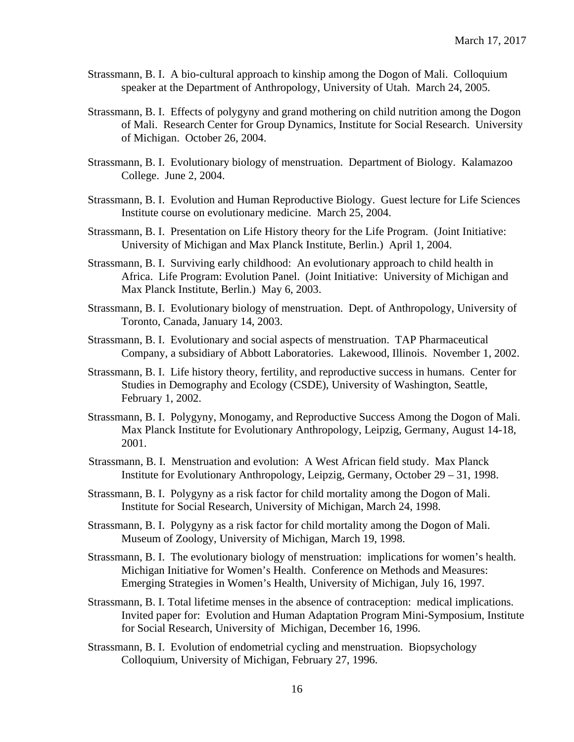Strassmann, B. I. A bio-cultural approach to kinship among the Dogon of Mali. Colloquium speaker at the Department of Anthropology, University of Utah. March 24, 2005.

Strassmann, B. I. Effects of polygyny and grand mothering on child nutrition among the Dogon of Mali. Research Center for Group Dynamics, Institute for Social Research. University of Michigan. October 26, 2004.

Strassmann, B. I. Evolutionary biology of menstruation. Department of Biology. Kalamazoo College. June 2, 2004.

Strassmann, B. I. Evolution and Human Reproductive Biology. Guest lecture for Life Sciences Institute course on evolutionary medicine. March 25, 2004.

Strassmann, B. I. Presentation on Life History theory for the Life Program. (Joint Initiative: University of Michigan and Max Planck Institute, Berlin.) April 1, 2004.

Strassmann, B. I. Surviving early childhood: An evolutionary approach to child health in Africa. Life Program: Evolution Panel. (Joint Initiative: University of Michigan and Max Planck Institute, Berlin.) May 6, 2003.

Strassmann, B. I. Evolutionary biology of menstruation. Dept. of Anthropology, University of Toronto, Canada, January 14, 2003.

Strassmann, B. I. Evolutionary and social aspects of menstruation. TAP Pharmaceutical Company, a subsidiary of Abbott Laboratories. Lakewood, Illinois. November 1, 2002.

Strassmann, B. I. Life history theory, fertility, and reproductive success in humans. Center for Studies in Demography and Ecology (CSDE), University of Washington, Seattle, February 1, 2002.

Strassmann, B. I. Polygyny, Monogamy, and Reproductive Success Among the Dogon of Mali. Max Planck Institute for Evolutionary Anthropology, Leipzig, Germany, August 14-18, 2001.

Strassmann, B. I. Menstruation and evolution: A West African field study. Max Planck Institute for Evolutionary Anthropology, Leipzig, Germany, October 29 – 31, 1998.

Strassmann, B. I. Polygyny as a risk factor for child mortality among the Dogon of Mali. Institute for Social Research, University of Michigan, March 24, 1998.

Strassmann, B. I. Polygyny as a risk factor for child mortality among the Dogon of Mali. Museum of Zoology, University of Michigan, March 19, 1998.

Strassmann, B. I. The evolutionary biology of menstruation: implications for women's health. Michigan Initiative for Women's Health. Conference on Methods and Measures: Emerging Strategies in Women's Health, University of Michigan, July 16, 1997.

Strassmann, B. I. Total lifetime menses in the absence of contraception: medical implications. Invited paper for: Evolution and Human Adaptation Program Mini-Symposium, Institute for Social Research, University of Michigan, December 16, 1996.

Strassmann, B. I. Evolution of endometrial cycling and menstruation. Biopsychology Colloquium, University of Michigan, February 27, 1996.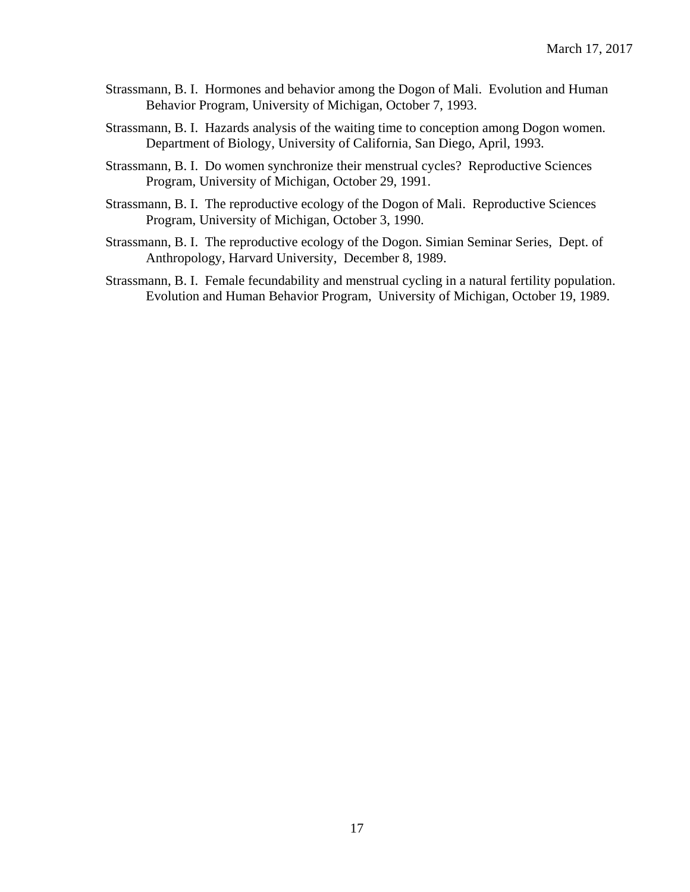Strassmann, B. I.  Hormones and behavior among the Dogon of Mali.  Evolution and Human Behavior Program, University of Michigan, October 7, 1993.

Strassmann, B. I.  Hazards analysis of the waiting time to conception among Dogon women.  Department of Biology, University of California, San Diego, April, 1993.

Strassmann, B. I.  Do women synchronize their menstrual cycles?  Reproductive Sciences Program, University of Michigan, October 29, 1991.

Strassmann, B. I.  The reproductive ecology of the Dogon of Mali.  Reproductive Sciences Program, University of Michigan, October 3, 1990.

Strassmann, B. I.  The reproductive ecology of the Dogon. Simian Seminar Series,  Dept. of Anthropology, Harvard University,  December 8, 1989.

Strassmann, B. I.  Female fecundability and menstrual cycling in a natural fertility population.  Evolution and Human Behavior Program,  University of Michigan, October 19, 1989.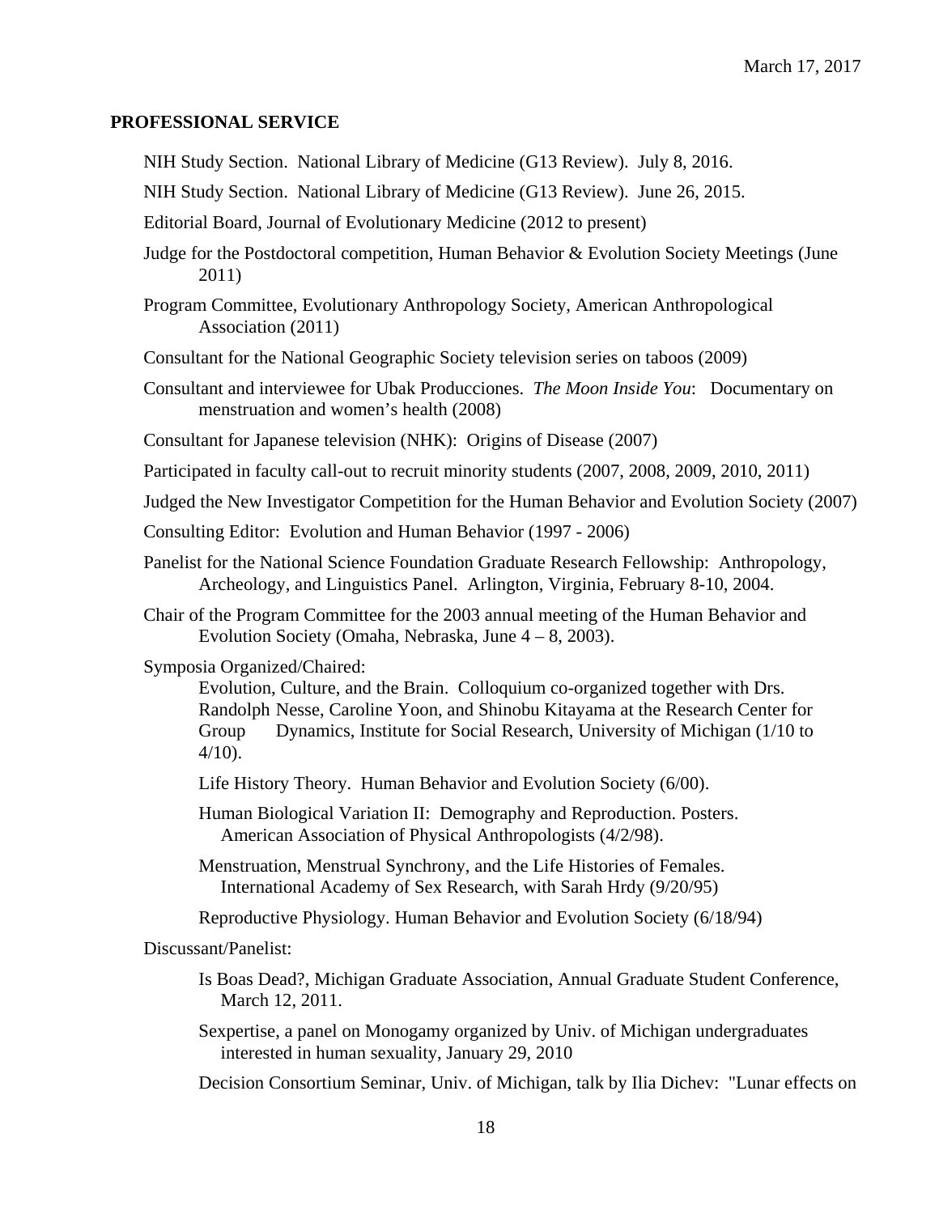## PROFESSIONAL SERVICE

NIH Study Section. National Library of Medicine (G13 Review). July 8, 2016.

NIH Study Section. National Library of Medicine (G13 Review). June 26, 2015.

Editorial Board, Journal of Evolutionary Medicine (2012 to present)

Judge for the Postdoctoral competition, Human Behavior & Evolution Society Meetings (June 2011)

Program Committee, Evolutionary Anthropology Society, American Anthropological Association (2011)

Consultant for the National Geographic Society television series on taboos (2009)

Consultant and interviewee for Ubak Producciones. *The Moon Inside You*: Documentary on menstruation and women's health (2008)

Consultant for Japanese television (NHK): Origins of Disease (2007)

Participated in faculty call-out to recruit minority students (2007, 2008, 2009, 2010, 2011)

Judged the New Investigator Competition for the Human Behavior and Evolution Society (2007)

Consulting Editor: Evolution and Human Behavior (1997 - 2006)

Panelist for the National Science Foundation Graduate Research Fellowship: Anthropology, Archeology, and Linguistics Panel. Arlington, Virginia, February 8-10, 2004.

Chair of the Program Committee for the 2003 annual meeting of the Human Behavior and Evolution Society (Omaha, Nebraska, June 4 – 8, 2003).

Symposia Organized/Chaired:

Evolution, Culture, and the Brain. Colloquium co-organized together with Drs. Randolph Nesse, Caroline Yoon, and Shinobu Kitayama at the Research Center for Group Dynamics, Institute for Social Research, University of Michigan (1/10 to 4/10).

Life History Theory. Human Behavior and Evolution Society (6/00).

Human Biological Variation II: Demography and Reproduction. Posters. American Association of Physical Anthropologists (4/2/98).

Menstruation, Menstrual Synchrony, and the Life Histories of Females. International Academy of Sex Research, with Sarah Hrdy (9/20/95)

Reproductive Physiology. Human Behavior and Evolution Society (6/18/94)

Discussant/Panelist:

Is Boas Dead?, Michigan Graduate Association, Annual Graduate Student Conference, March 12, 2011.

Sexpertise, a panel on Monogamy organized by Univ. of Michigan undergraduates interested in human sexuality, January 29, 2010

Decision Consortium Seminar, Univ. of Michigan, talk by Ilia Dichev: "Lunar effects on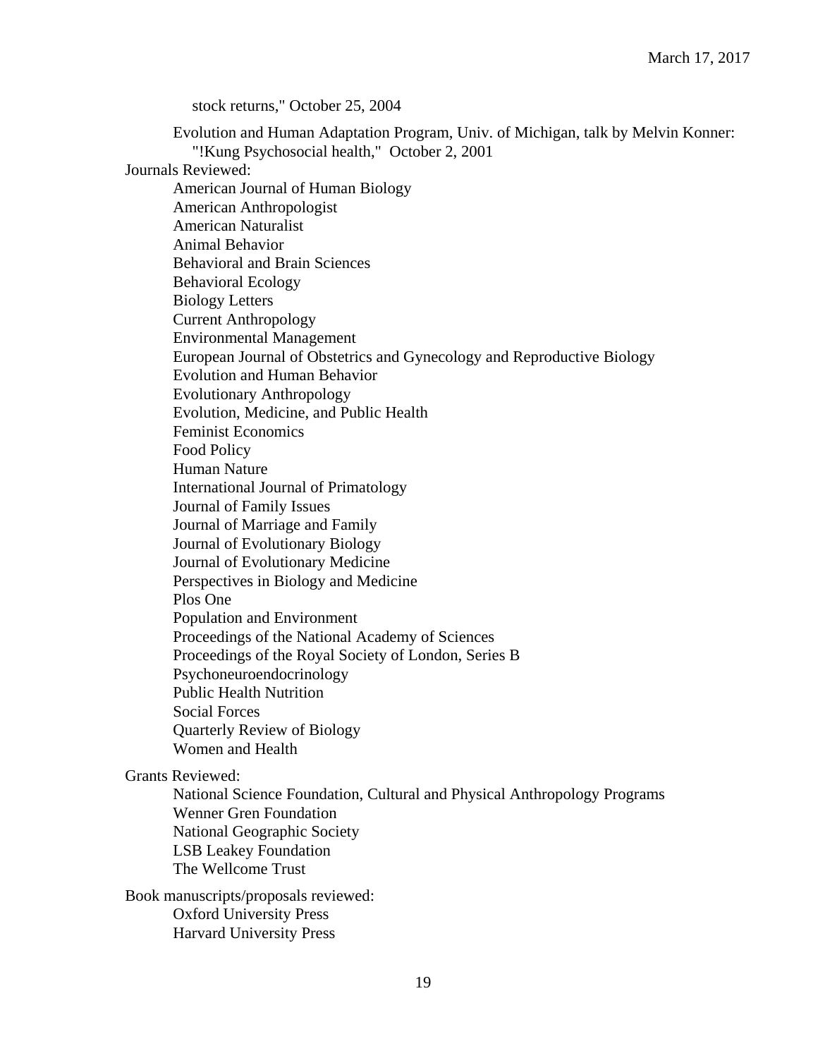stock returns," October 25, 2004

Evolution and Human Adaptation Program, Univ. of Michigan, talk by Melvin Konner: "!Kung Psychosocial health," October 2, 2001

Journals Reviewed:

- American Journal of Human Biology
- American Anthropologist
- American Naturalist
- Animal Behavior
- Behavioral and Brain Sciences
- Behavioral Ecology
- Biology Letters
- Current Anthropology
- Environmental Management
- European Journal of Obstetrics and Gynecology and Reproductive Biology
- Evolution and Human Behavior
- Evolutionary Anthropology
- Evolution, Medicine, and Public Health
- Feminist Economics
- Food Policy
- Human Nature
- International Journal of Primatology
- Journal of Family Issues
- Journal of Marriage and Family
- Journal of Evolutionary Biology
- Journal of Evolutionary Medicine
- Perspectives in Biology and Medicine
- Plos One
- Population and Environment
- Proceedings of the National Academy of Sciences
- Proceedings of the Royal Society of London, Series B
- Psychoneuroendocrinology
- Public Health Nutrition
- Social Forces
- Quarterly Review of Biology
- Women and Health

Grants Reviewed:

- National Science Foundation, Cultural and Physical Anthropology Programs
- Wenner Gren Foundation
- National Geographic Society
- LSB Leakey Foundation
- The Wellcome Trust

Book manuscripts/proposals reviewed:

- Oxford University Press
- Harvard University Press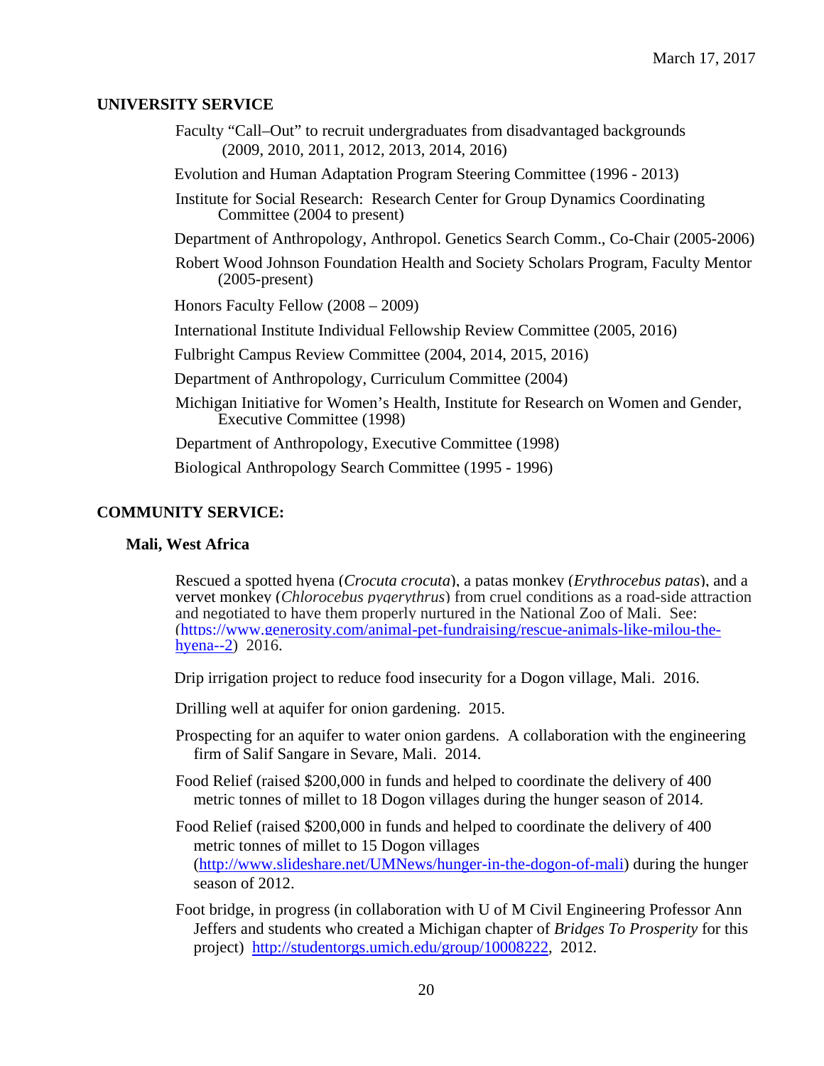## UNIVERSITY SERVICE

Faculty "Call–Out" to recruit undergraduates from disadvantaged backgrounds (2009, 2010, 2011, 2012, 2013, 2014, 2016)

Evolution and Human Adaptation Program Steering Committee (1996 - 2013)

Institute for Social Research: Research Center for Group Dynamics Coordinating Committee (2004 to present)

Department of Anthropology, Anthropol. Genetics Search Comm., Co-Chair (2005-2006)

Robert Wood Johnson Foundation Health and Society Scholars Program, Faculty Mentor (2005-present)

Honors Faculty Fellow (2008 – 2009)

International Institute Individual Fellowship Review Committee (2005, 2016)

Fulbright Campus Review Committee (2004, 2014, 2015, 2016)

Department of Anthropology, Curriculum Committee (2004)

Michigan Initiative for Women's Health, Institute for Research on Women and Gender, Executive Committee (1998)

Department of Anthropology, Executive Committee (1998)

Biological Anthropology Search Committee (1995 - 1996)

## COMMUNITY SERVICE:

### Mali, West Africa

Rescued a spotted hyena (*Crocuta crocuta*), a patas monkey (*Erythrocebus patas*), and a vervet monkey (*Chlorocebus pygerythrus*) from cruel conditions as a road-side attraction and negotiated to have them properly nurtured in the National Zoo of Mali. See: (https://www.generosity.com/animal-pet-fundraising/rescue-animals-like-milou-the-hyena--2) 2016.

Drip irrigation project to reduce food insecurity for a Dogon village, Mali. 2016.

Drilling well at aquifer for onion gardening. 2015.

Prospecting for an aquifer to water onion gardens. A collaboration with the engineering firm of Salif Sangare in Sevare, Mali. 2014.

Food Relief (raised $200,000 in funds and helped to coordinate the delivery of 400 metric tonnes of millet to 18 Dogon villages during the hunger season of 2014.

Food Relief (raised $200,000 in funds and helped to coordinate the delivery of 400 metric tonnes of millet to 15 Dogon villages (http://www.slideshare.net/UMNews/hunger-in-the-dogon-of-mali) during the hunger season of 2012.

Foot bridge, in progress (in collaboration with U of M Civil Engineering Professor Ann Jeffers and students who created a Michigan chapter of *Bridges To Prosperity* for this project) http://studentorgs.umich.edu/group/10008222, 2012.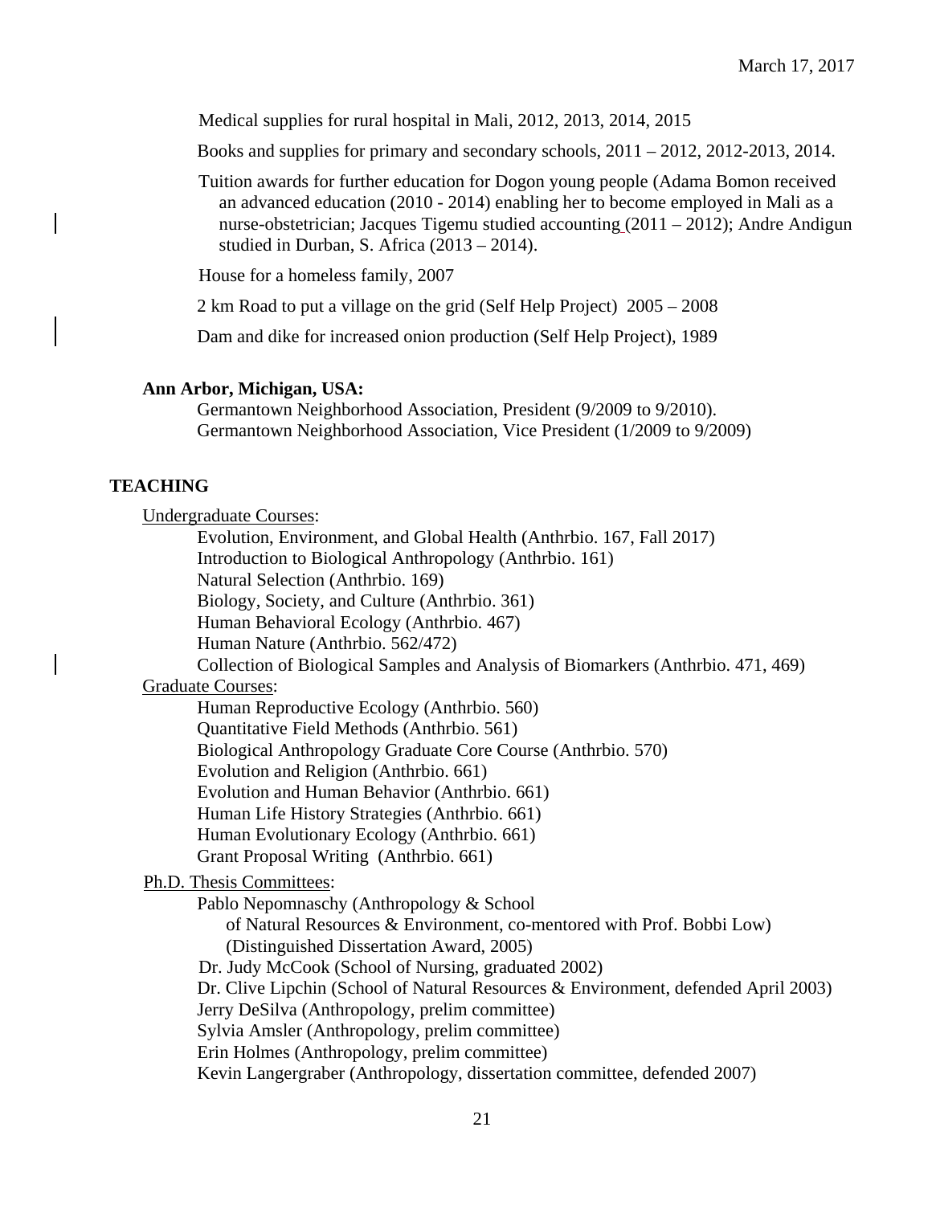Medical supplies for rural hospital in Mali, 2012, 2013, 2014, 2015

Books and supplies for primary and secondary schools, 2011 – 2012, 2012-2013, 2014.

Tuition awards for further education for Dogon young people (Adama Bomon received an advanced education (2010 - 2014) enabling her to become employed in Mali as a nurse-obstetrician; Jacques Tigemu studied accounting (2011 – 2012); Andre Andigun studied in Durban, S. Africa (2013 – 2014).

House for a homeless family, 2007

2 km Road to put a village on the grid (Self Help Project) 2005 – 2008

Dam and dike for increased onion production (Self Help Project), 1989

**Ann Arbor, Michigan, USA:**

Germantown Neighborhood Association, President (9/2009 to 9/2010).
Germantown Neighborhood Association, Vice President (1/2009 to 9/2009)

## TEACHING

Undergraduate Courses:

- Evolution, Environment, and Global Health (Anthrbio. 167, Fall 2017)
- Introduction to Biological Anthropology (Anthrbio. 161)
- Natural Selection (Anthrbio. 169)
- Biology, Society, and Culture (Anthrbio. 361)
- Human Behavioral Ecology (Anthrbio. 467)
- Human Nature (Anthrbio. 562/472)
- Collection of Biological Samples and Analysis of Biomarkers (Anthrbio. 471, 469)

Graduate Courses:

- Human Reproductive Ecology (Anthrbio. 560)
- Quantitative Field Methods (Anthrbio. 561)
- Biological Anthropology Graduate Core Course (Anthrbio. 570)
- Evolution and Religion (Anthrbio. 661)
- Evolution and Human Behavior (Anthrbio. 661)
- Human Life History Strategies (Anthrbio. 661)
- Human Evolutionary Ecology (Anthrbio. 661)
- Grant Proposal Writing (Anthrbio. 661)

Ph.D. Thesis Committees:

- Pablo Nepomnaschy (Anthropology & School of Natural Resources & Environment, co-mentored with Prof. Bobbi Low) (Distinguished Dissertation Award, 2005)
- Dr. Judy McCook (School of Nursing, graduated 2002)
- Dr. Clive Lipchin (School of Natural Resources & Environment, defended April 2003)
- Jerry DeSilva (Anthropology, prelim committee)
- Sylvia Amsler (Anthropology, prelim committee)
- Erin Holmes (Anthropology, prelim committee)
- Kevin Langergraber (Anthropology, dissertation committee, defended 2007)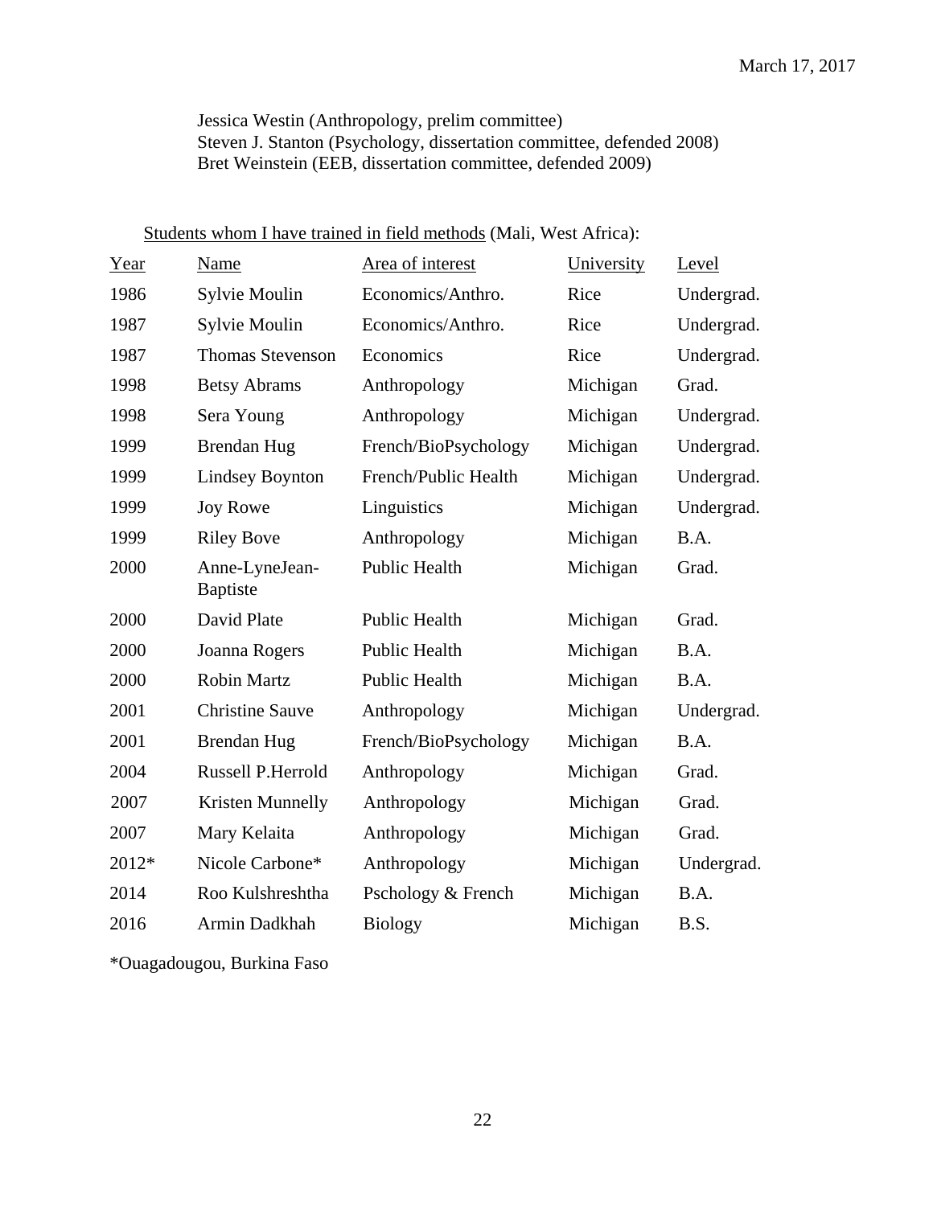Jessica Westin (Anthropology, prelim committee)
Steven J. Stanton (Psychology, dissertation committee, defended 2008)
Bret Weinstein (EEB, dissertation committee, defended 2009)

Students whom I have trained in field methods (Mali, West Africa):

| Year | Name | Area of interest | University | Level |
|---|---|---|---|---|
| 1986 | Sylvie Moulin | Economics/Anthro. | Rice | Undergrad. |
| 1987 | Sylvie Moulin | Economics/Anthro. | Rice | Undergrad. |
| 1987 | Thomas Stevenson | Economics | Rice | Undergrad. |
| 1998 | Betsy Abrams | Anthropology | Michigan | Grad. |
| 1998 | Sera Young | Anthropology | Michigan | Undergrad. |
| 1999 | Brendan Hug | French/BioPsychology | Michigan | Undergrad. |
| 1999 | Lindsey Boynton | French/Public Health | Michigan | Undergrad. |
| 1999 | Joy Rowe | Linguistics | Michigan | Undergrad. |
| 1999 | Riley Bove | Anthropology | Michigan | B.A. |
| 2000 | Anne-LyneJean-Baptiste | Public Health | Michigan | Grad. |
| 2000 | David Plate | Public Health | Michigan | Grad. |
| 2000 | Joanna Rogers | Public Health | Michigan | B.A. |
| 2000 | Robin Martz | Public Health | Michigan | B.A. |
| 2001 | Christine Sauve | Anthropology | Michigan | Undergrad. |
| 2001 | Brendan Hug | French/BioPsychology | Michigan | B.A. |
| 2004 | Russell P.Herrold | Anthropology | Michigan | Grad. |
| 2007 | Kristen Munnelly | Anthropology | Michigan | Grad. |
| 2007 | Mary Kelaita | Anthropology | Michigan | Grad. |
| 2012* | Nicole Carbone* | Anthropology | Michigan | Undergrad. |
| 2014 | Roo Kulshreshtha | Pschology & French | Michigan | B.A. |
| 2016 | Armin Dadkhah | Biology | Michigan | B.S. |

*Ouagadougou, Burkina Faso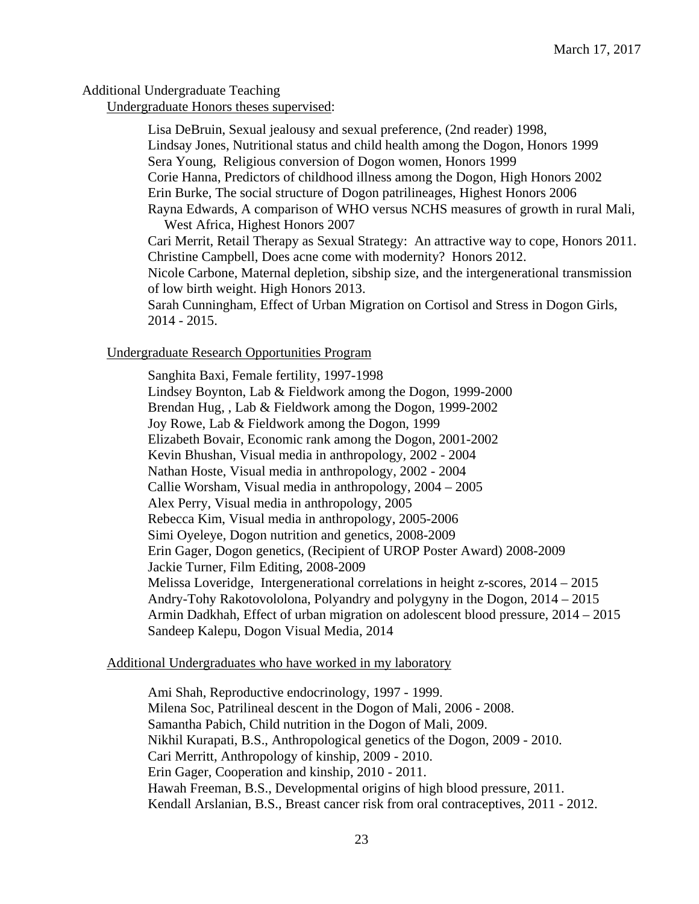March 17, 2017

## Additional Undergraduate Teaching

### Undergraduate Honors theses supervised:

Lisa DeBruin, Sexual jealousy and sexual preference, (2nd reader) 1998,
Lindsay Jones, Nutritional status and child health among the Dogon, Honors 1999
Sera Young, Religious conversion of Dogon women, Honors 1999
Corie Hanna, Predictors of childhood illness among the Dogon, High Honors 2002
Erin Burke, The social structure of Dogon patrilineages, Highest Honors 2006
Rayna Edwards, A comparison of WHO versus NCHS measures of growth in rural Mali, West Africa, Highest Honors 2007
Cari Merrit, Retail Therapy as Sexual Strategy: An attractive way to cope, Honors 2011.
Christine Campbell, Does acne come with modernity? Honors 2012.
Nicole Carbone, Maternal depletion, sibship size, and the intergenerational transmission of low birth weight. High Honors 2013.
Sarah Cunningham, Effect of Urban Migration on Cortisol and Stress in Dogon Girls, 2014 - 2015.

### Undergraduate Research Opportunities Program

Sanghita Baxi, Female fertility, 1997-1998
Lindsey Boynton, Lab & Fieldwork among the Dogon, 1999-2000
Brendan Hug, , Lab & Fieldwork among the Dogon, 1999-2002
Joy Rowe, Lab & Fieldwork among the Dogon, 1999
Elizabeth Bovair, Economic rank among the Dogon, 2001-2002
Kevin Bhushan, Visual media in anthropology, 2002 - 2004
Nathan Hoste, Visual media in anthropology, 2002 - 2004
Callie Worsham, Visual media in anthropology, 2004 – 2005
Alex Perry, Visual media in anthropology, 2005
Rebecca Kim, Visual media in anthropology, 2005-2006
Simi Oyeleye, Dogon nutrition and genetics, 2008-2009
Erin Gager, Dogon genetics, (Recipient of UROP Poster Award) 2008-2009
Jackie Turner, Film Editing, 2008-2009
Melissa Loveridge, Intergenerational correlations in height z-scores, 2014 – 2015
Andry-Tohy Rakotovololona, Polyandry and polygyny in the Dogon, 2014 – 2015
Armin Dadkhah, Effect of urban migration on adolescent blood pressure, 2014 – 2015
Sandeep Kalepu, Dogon Visual Media, 2014

### Additional Undergraduates who have worked in my laboratory

Ami Shah, Reproductive endocrinology, 1997 - 1999.
Milena Soc, Patrilineal descent in the Dogon of Mali, 2006 - 2008.
Samantha Pabich, Child nutrition in the Dogon of Mali, 2009.
Nikhil Kurapati, B.S., Anthropological genetics of the Dogon, 2009 - 2010.
Cari Merritt, Anthropology of kinship, 2009 - 2010.
Erin Gager, Cooperation and kinship, 2010 - 2011.
Hawah Freeman, B.S., Developmental origins of high blood pressure, 2011.
Kendall Arslanian, B.S., Breast cancer risk from oral contraceptives, 2011 - 2012.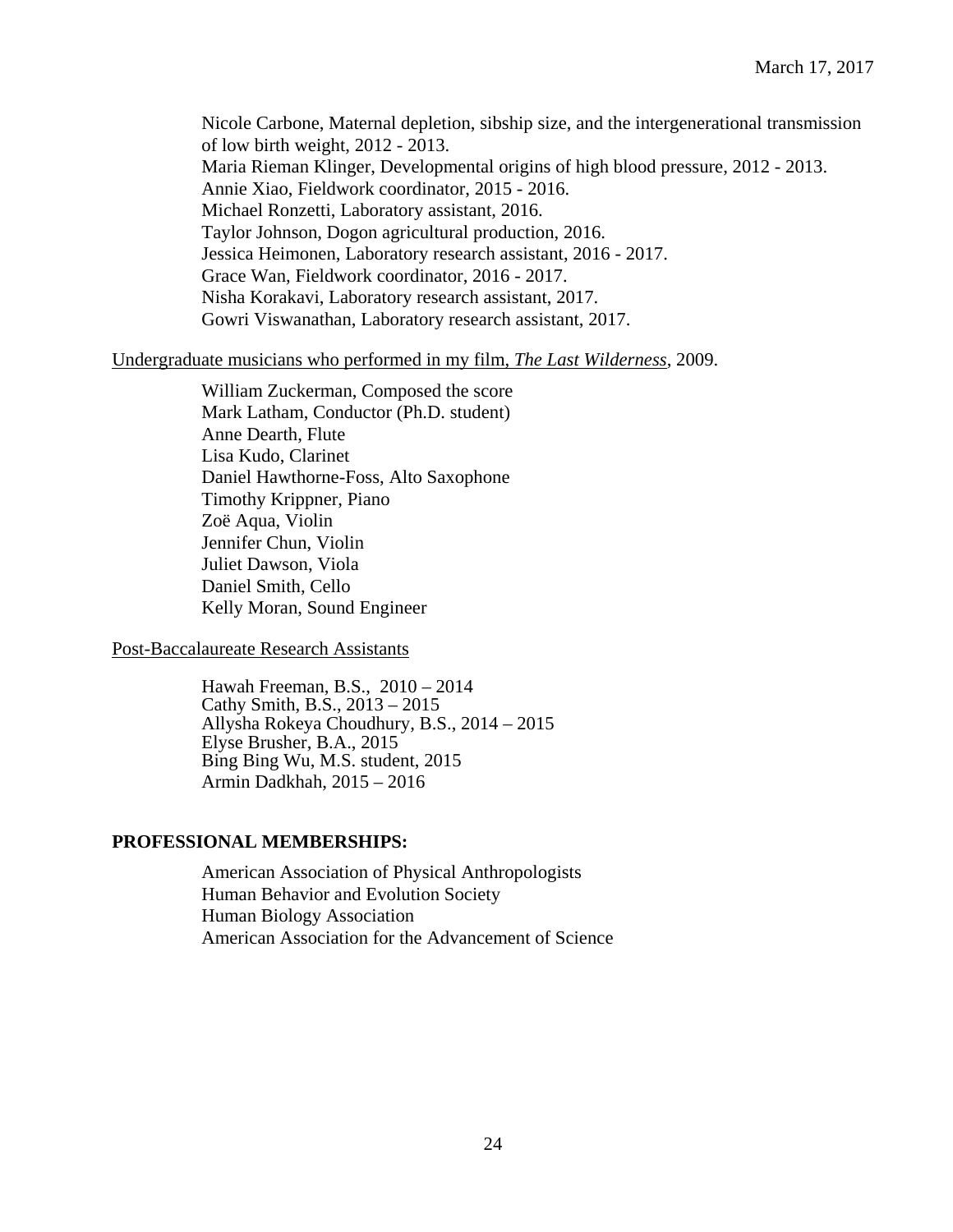Nicole Carbone, Maternal depletion, sibship size, and the intergenerational transmission of low birth weight, 2012 - 2013.
Maria Rieman Klinger, Developmental origins of high blood pressure, 2012 - 2013.
Annie Xiao, Fieldwork coordinator, 2015 - 2016.
Michael Ronzetti, Laboratory assistant, 2016.
Taylor Johnson, Dogon agricultural production, 2016.
Jessica Heimonen, Laboratory research assistant, 2016 - 2017.
Grace Wan, Fieldwork coordinator, 2016 - 2017.
Nisha Korakavi, Laboratory research assistant, 2017.
Gowri Viswanathan, Laboratory research assistant, 2017.

Undergraduate musicians who performed in my film, *The Last Wilderness*, 2009.

William Zuckerman, Composed the score
Mark Latham, Conductor (Ph.D. student)
Anne Dearth, Flute
Lisa Kudo, Clarinet
Daniel Hawthorne-Foss, Alto Saxophone
Timothy Krippner, Piano
Zoë Aqua, Violin
Jennifer Chun, Violin
Juliet Dawson, Viola
Daniel Smith, Cello
Kelly Moran, Sound Engineer

Post-Baccalaureate Research Assistants

Hawah Freeman, B.S., 2010 – 2014
Cathy Smith, B.S., 2013 – 2015
Allysha Rokeya Choudhury, B.S., 2014 – 2015
Elyse Brusher, B.A., 2015
Bing Bing Wu, M.S. student, 2015
Armin Dadkhah, 2015 – 2016

## PROFESSIONAL MEMBERSHIPS:

American Association of Physical Anthropologists
Human Behavior and Evolution Society
Human Biology Association
American Association for the Advancement of Science